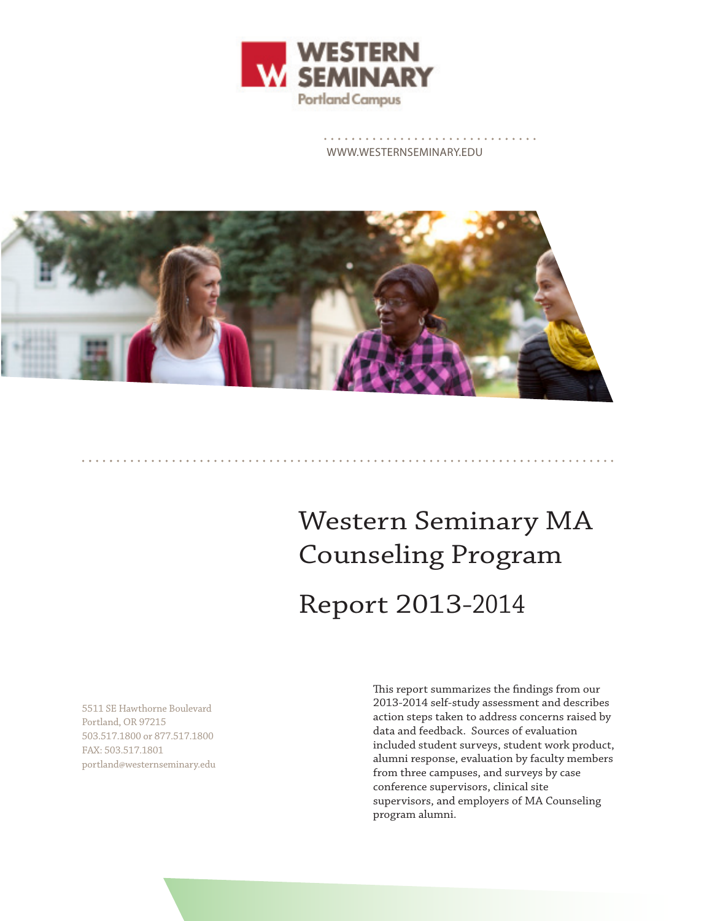WESTERN SEMINARY
Portland Campus

WWW.WESTERNSEMINARY.EDU

# Western Seminary MA Counseling Program

# Report 2013-2014

5511 SE Hawthorne Boulevard
Portland, OR 97215
503.517.1800 or 877.517.1800
FAX: 503.517.1801
portland@westernseminary.edu

This report summarizes the findings from our 2013-2014 self-study assessment and describes action steps taken to address concerns raised by data and feedback. Sources of evaluation included student surveys, student work product, alumni response, evaluation by faculty members from three campuses, and surveys by case conference supervisors, clinical site supervisors, and employers of MA Counseling program alumni.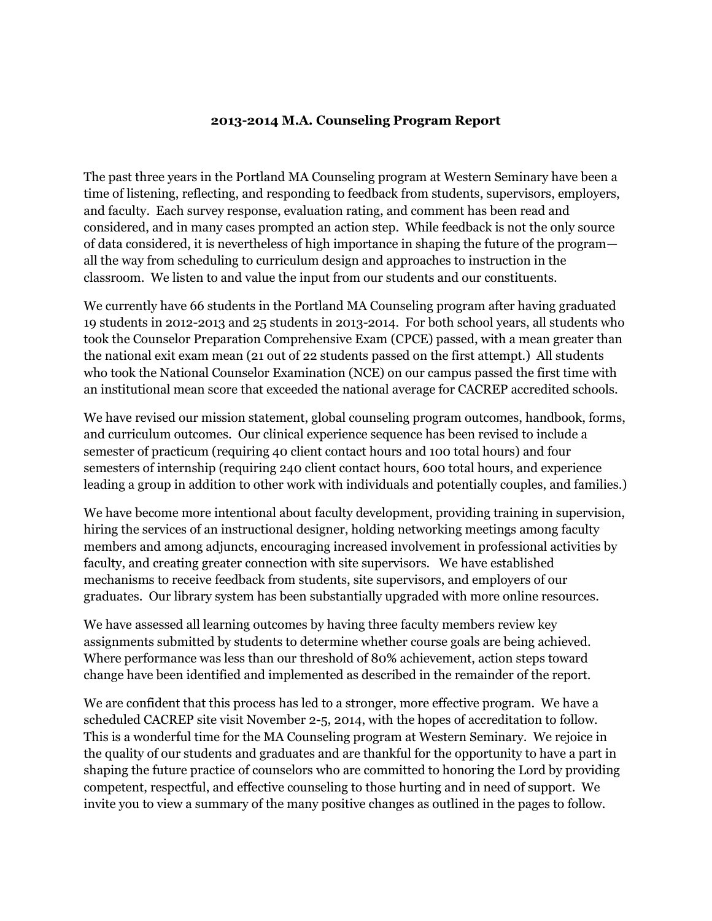## 2013-2014 M.A. Counseling Program Report

The past three years in the Portland MA Counseling program at Western Seminary have been a time of listening, reflecting, and responding to feedback from students, supervisors, employers, and faculty. Each survey response, evaluation rating, and comment has been read and considered, and in many cases prompted an action step. While feedback is not the only source of data considered, it is nevertheless of high importance in shaping the future of the program—all the way from scheduling to curriculum design and approaches to instruction in the classroom. We listen to and value the input from our students and our constituents.

We currently have 66 students in the Portland MA Counseling program after having graduated 19 students in 2012-2013 and 25 students in 2013-2014. For both school years, all students who took the Counselor Preparation Comprehensive Exam (CPCE) passed, with a mean greater than the national exit exam mean (21 out of 22 students passed on the first attempt.) All students who took the National Counselor Examination (NCE) on our campus passed the first time with an institutional mean score that exceeded the national average for CACREP accredited schools.

We have revised our mission statement, global counseling program outcomes, handbook, forms, and curriculum outcomes. Our clinical experience sequence has been revised to include a semester of practicum (requiring 40 client contact hours and 100 total hours) and four semesters of internship (requiring 240 client contact hours, 600 total hours, and experience leading a group in addition to other work with individuals and potentially couples, and families.)

We have become more intentional about faculty development, providing training in supervision, hiring the services of an instructional designer, holding networking meetings among faculty members and among adjuncts, encouraging increased involvement in professional activities by faculty, and creating greater connection with site supervisors. We have established mechanisms to receive feedback from students, site supervisors, and employers of our graduates. Our library system has been substantially upgraded with more online resources.

We have assessed all learning outcomes by having three faculty members review key assignments submitted by students to determine whether course goals are being achieved. Where performance was less than our threshold of 80% achievement, action steps toward change have been identified and implemented as described in the remainder of the report.

We are confident that this process has led to a stronger, more effective program. We have a scheduled CACREP site visit November 2-5, 2014, with the hopes of accreditation to follow. This is a wonderful time for the MA Counseling program at Western Seminary. We rejoice in the quality of our students and graduates and are thankful for the opportunity to have a part in shaping the future practice of counselors who are committed to honoring the Lord by providing competent, respectful, and effective counseling to those hurting and in need of support. We invite you to view a summary of the many positive changes as outlined in the pages to follow.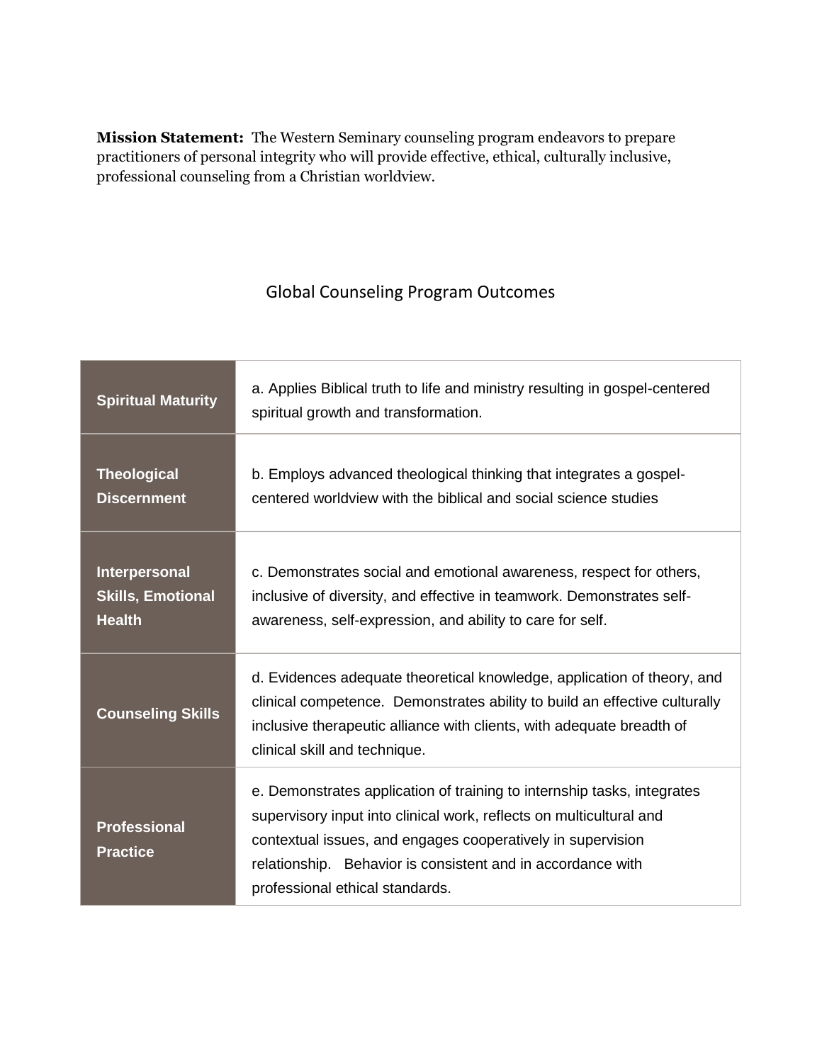**Mission Statement:** The Western Seminary counseling program endeavors to prepare practitioners of personal integrity who will provide effective, ethical, culturally inclusive, professional counseling from a Christian worldview.

## Global Counseling Program Outcomes

| | |
|---|---|
| **Spiritual Maturity** | a. Applies Biblical truth to life and ministry resulting in gospel-centered spiritual growth and transformation. |
| **Theological Discernment** | b. Employs advanced theological thinking that integrates a gospel-centered worldview with the biblical and social science studies |
| **Interpersonal Skills, Emotional Health** | c. Demonstrates social and emotional awareness, respect for others, inclusive of diversity, and effective in teamwork. Demonstrates self-awareness, self-expression, and ability to care for self. |
| **Counseling Skills** | d. Evidences adequate theoretical knowledge, application of theory, and clinical competence. Demonstrates ability to build an effective culturally inclusive therapeutic alliance with clients, with adequate breadth of clinical skill and technique. |
| **Professional Practice** | e. Demonstrates application of training to internship tasks, integrates supervisory input into clinical work, reflects on multicultural and contextual issues, and engages cooperatively in supervision relationship. Behavior is consistent and in accordance with professional ethical standards. |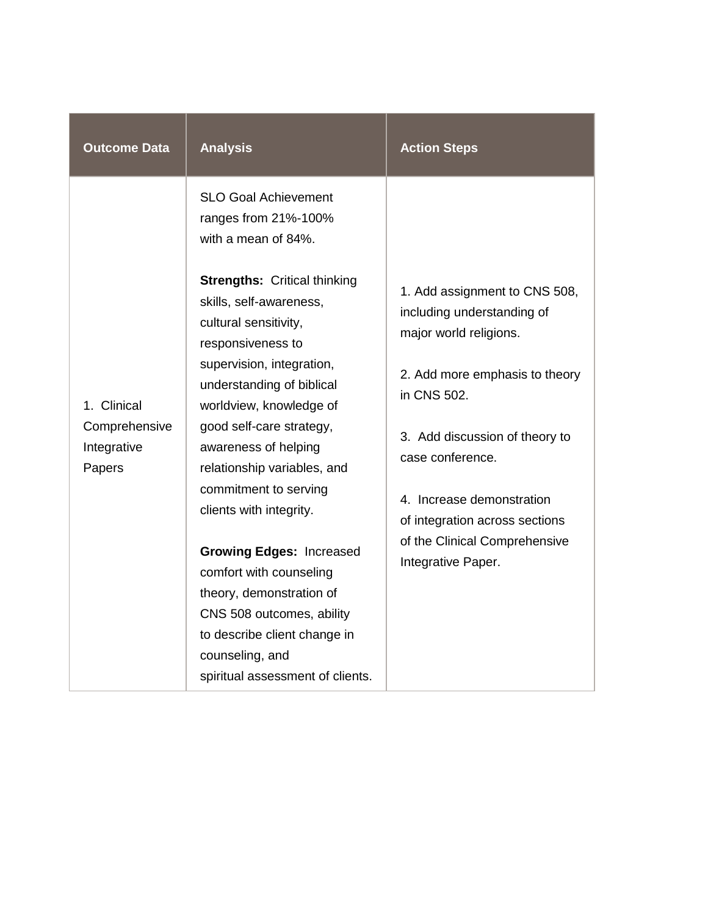| Outcome Data | Analysis | Action Steps |
|---|---|---|
| 1. Clinical Comprehensive Integrative Papers | SLO Goal Achievement ranges from 21%-100% with a mean of 84%.<br><br>**Strengths:** Critical thinking skills, self-awareness, cultural sensitivity, responsiveness to supervision, integration, understanding of biblical worldview, knowledge of good self-care strategy, awareness of helping relationship variables, and commitment to serving clients with integrity.<br><br>**Growing Edges:** Increased comfort with counseling theory, demonstration of CNS 508 outcomes, ability to describe client change in counseling, and spiritual assessment of clients. | 1. Add assignment to CNS 508, including understanding of major world religions.<br><br>2. Add more emphasis to theory in CNS 502.<br><br>3. Add discussion of theory to case conference.<br><br>4. Increase demonstration of integration across sections of the Clinical Comprehensive Integrative Paper. |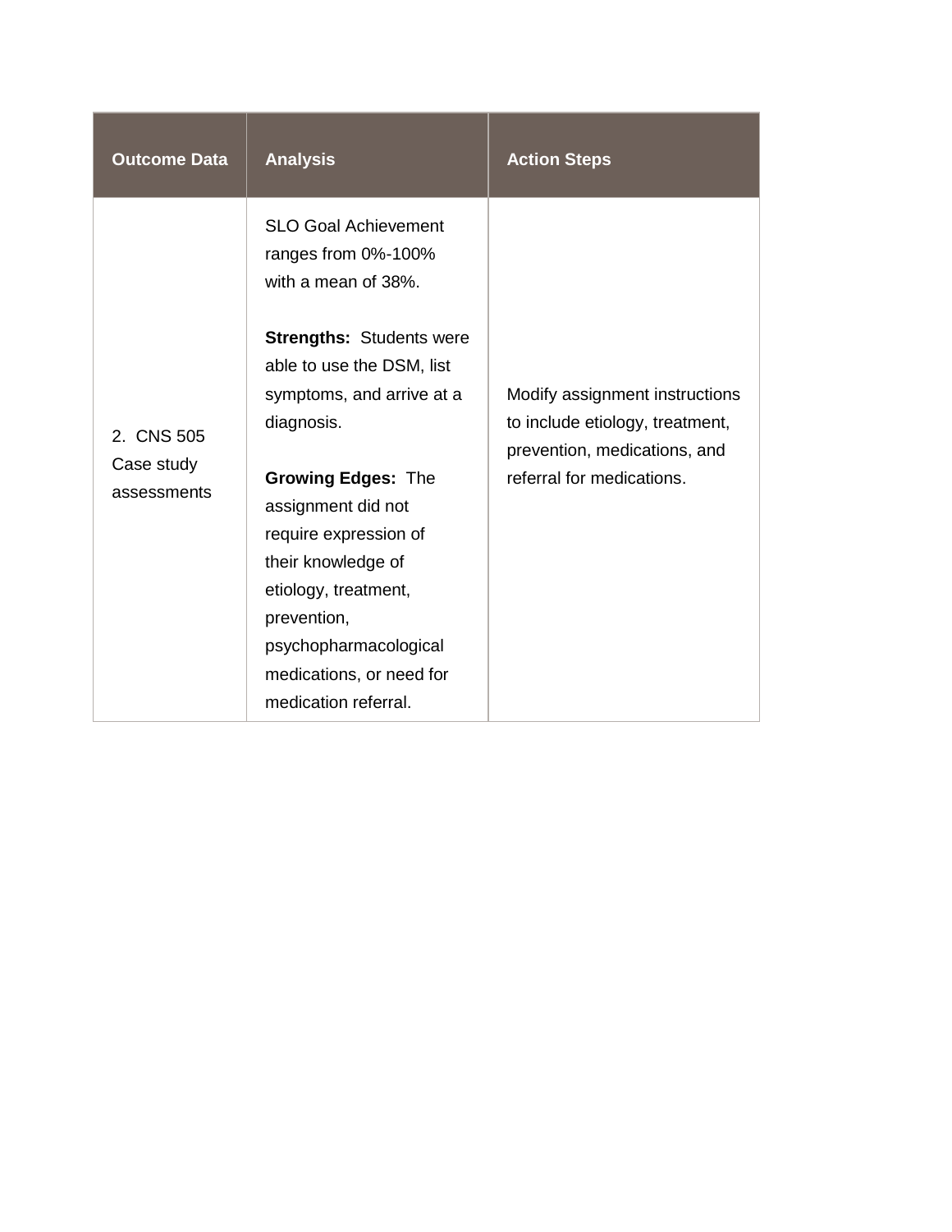| Outcome Data | Analysis | Action Steps |
| --- | --- | --- |
| 2. CNS 505 Case study assessments | SLO Goal Achievement ranges from 0%-100% with a mean of 38%.<br><br>**Strengths:** Students were able to use the DSM, list symptoms, and arrive at a diagnosis.<br><br>**Growing Edges:** The assignment did not require expression of their knowledge of etiology, treatment, prevention, psychopharmacological medications, or need for medication referral. | Modify assignment instructions to include etiology, treatment, prevention, medications, and referral for medications. |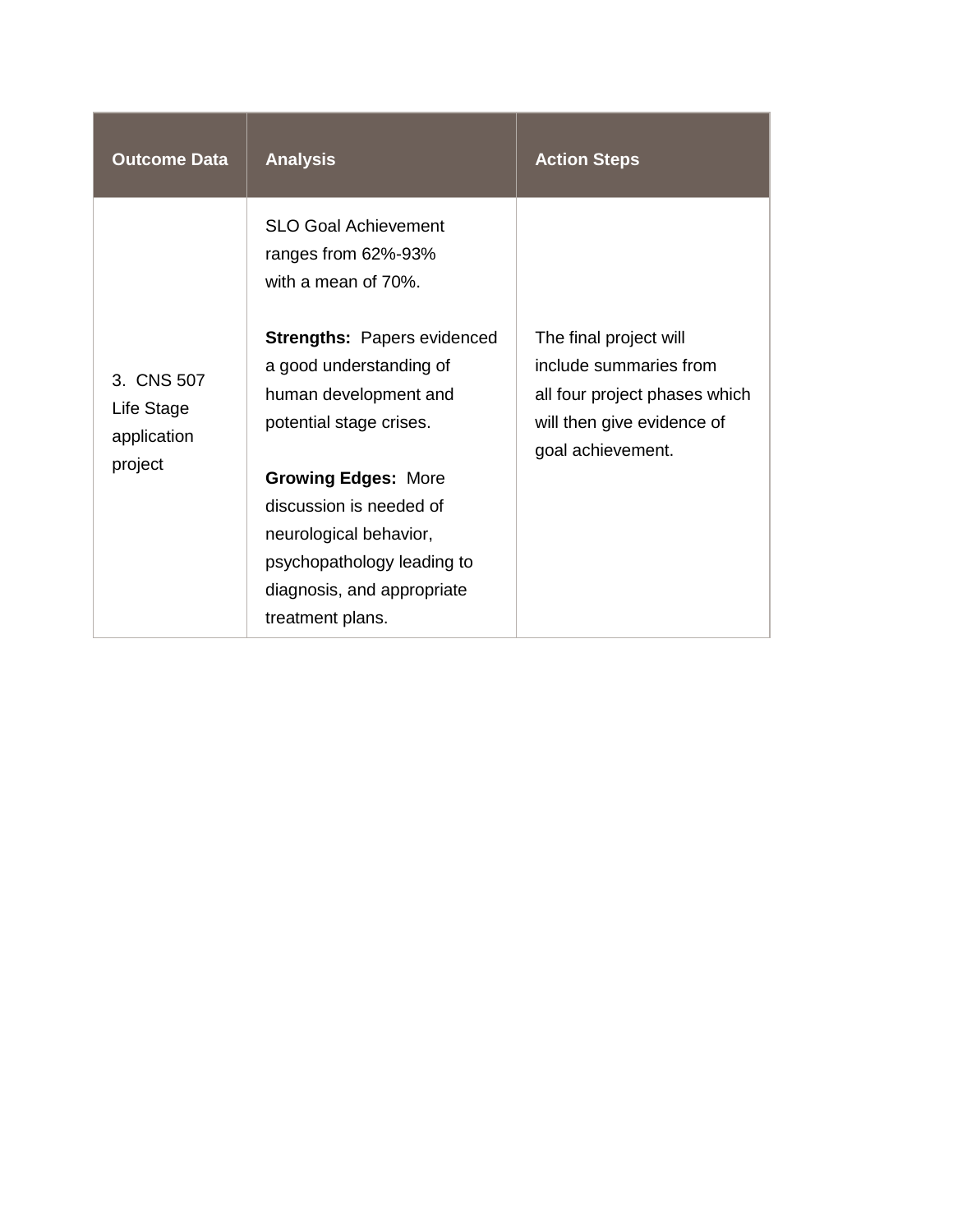| Outcome Data | Analysis | Action Steps |
| --- | --- | --- |
| 3. CNS 507 Life Stage application project | SLO Goal Achievement ranges from 62%-93% with a mean of 70%.<br><br>**Strengths:** Papers evidenced a good understanding of human development and potential stage crises.<br><br>**Growing Edges:** More discussion is needed of neurological behavior, psychopathology leading to diagnosis, and appropriate treatment plans. | The final project will include summaries from all four project phases which will then give evidence of goal achievement. |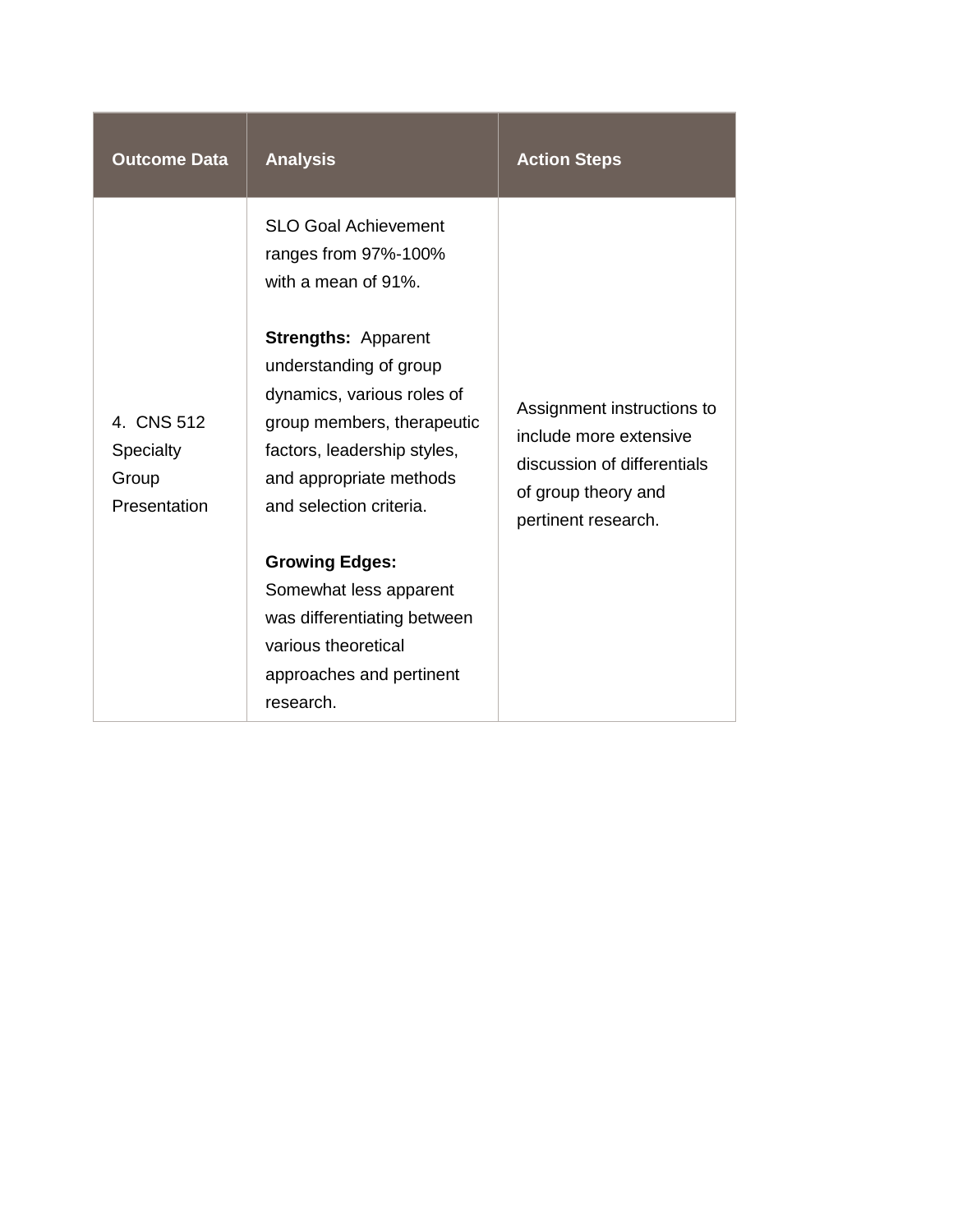| Outcome Data | Analysis | Action Steps |
|---|---|---|
| 4. CNS 512 Specialty Group Presentation | SLO Goal Achievement ranges from 97%-100% with a mean of 91%.<br><br>**Strengths:** Apparent understanding of group dynamics, various roles of group members, therapeutic factors, leadership styles, and appropriate methods and selection criteria.<br><br>**Growing Edges:** Somewhat less apparent was differentiating between various theoretical approaches and pertinent research. | Assignment instructions to include more extensive discussion of differentials of group theory and pertinent research. |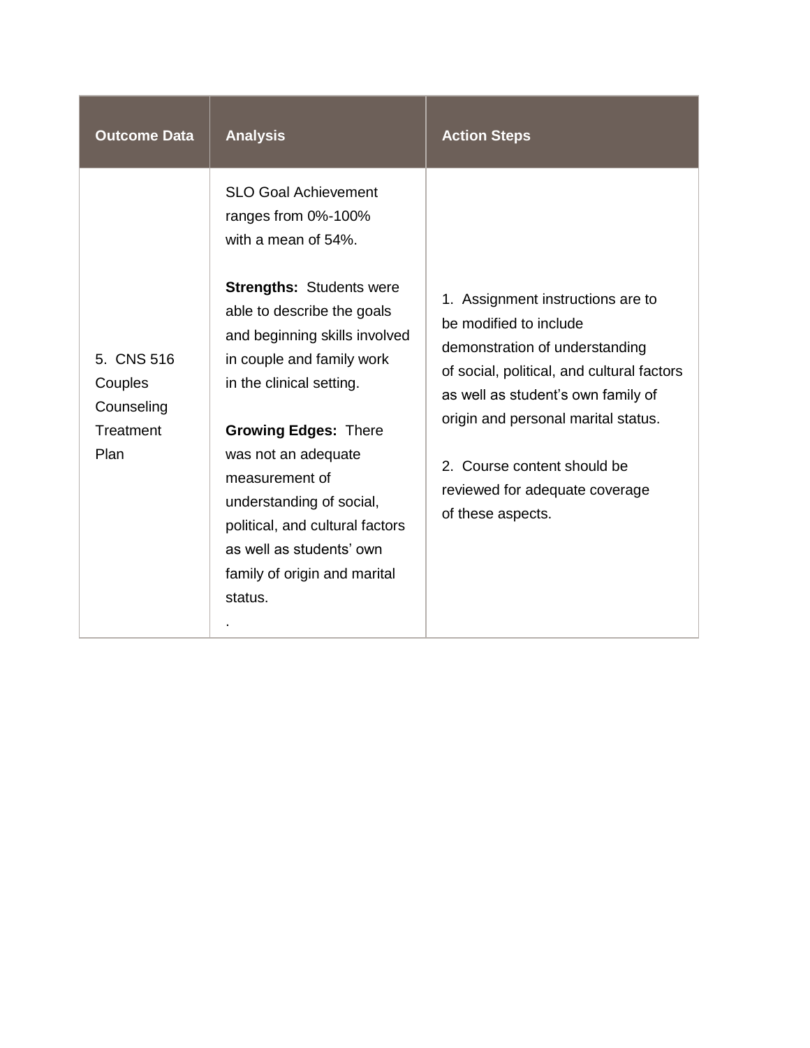| Outcome Data | Analysis | Action Steps |
| --- | --- | --- |
| 5. CNS 516 Couples Counseling Treatment Plan | SLO Goal Achievement ranges from 0%-100% with a mean of 54%.<br><br>**Strengths:** Students were able to describe the goals and beginning skills involved in couple and family work in the clinical setting.<br><br>**Growing Edges:** There was not an adequate measurement of understanding of social, political, and cultural factors as well as students' own family of origin and marital status.<br>. | 1. Assignment instructions are to be modified to include demonstration of understanding of social, political, and cultural factors as well as student's own family of origin and personal marital status.<br><br>2. Course content should be reviewed for adequate coverage of these aspects. |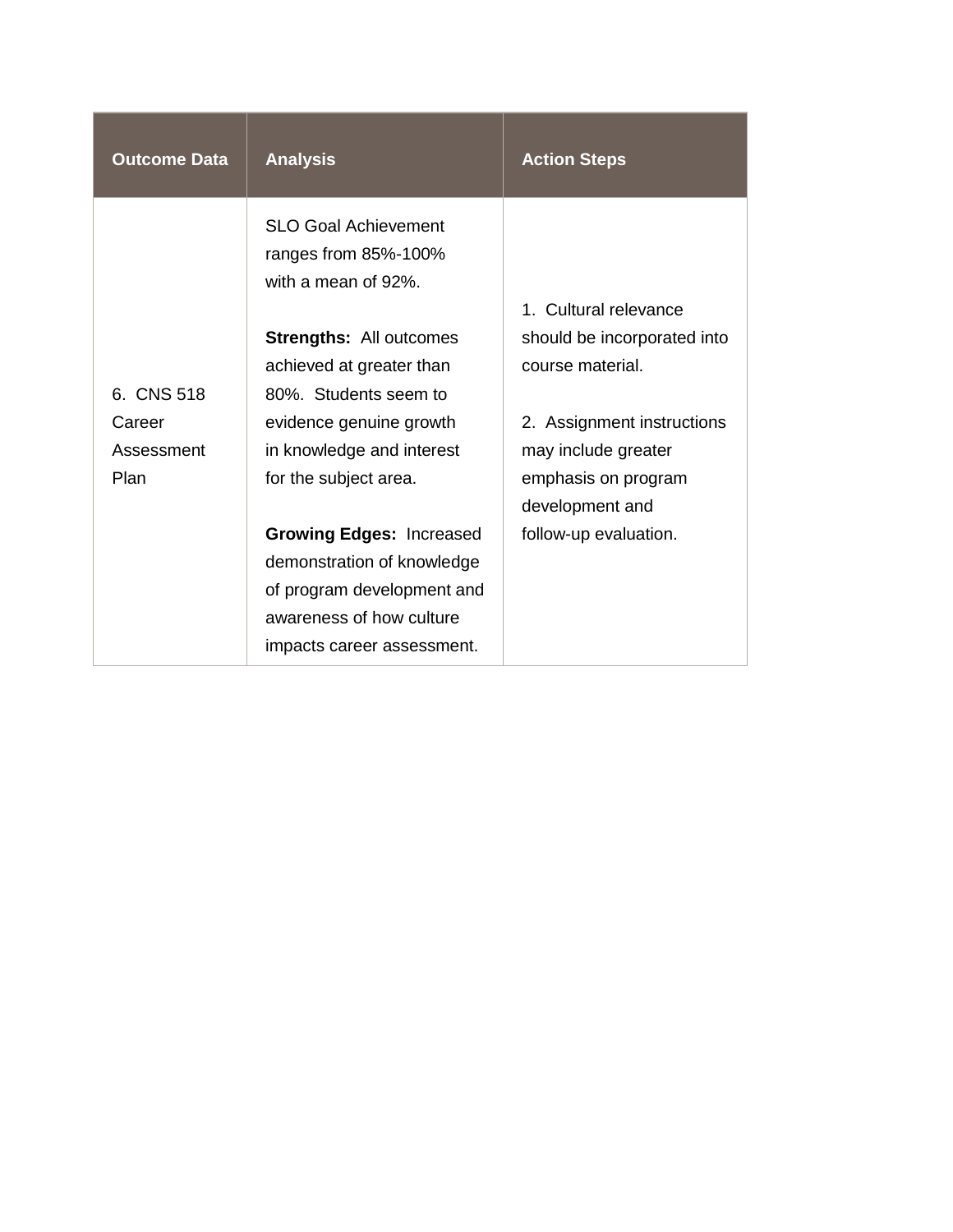| Outcome Data | Analysis | Action Steps |
| --- | --- | --- |
| 6. CNS 518 Career Assessment Plan | SLO Goal Achievement ranges from 85%-100% with a mean of 92%.<br><br>**Strengths:** All outcomes achieved at greater than 80%. Students seem to evidence genuine growth in knowledge and interest for the subject area.<br><br>**Growing Edges:** Increased demonstration of knowledge of program development and awareness of how culture impacts career assessment. | 1. Cultural relevance should be incorporated into course material.<br><br>2. Assignment instructions may include greater emphasis on program development and follow-up evaluation. |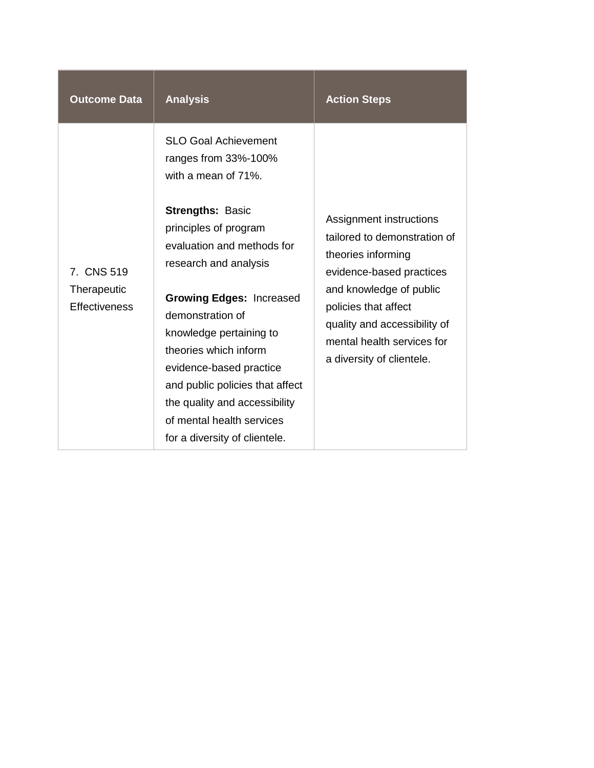| Outcome Data | Analysis | Action Steps |
| --- | --- | --- |
| 7. CNS 519 Therapeutic Effectiveness | SLO Goal Achievement ranges from 33%-100% with a mean of 71%.<br><br>**Strengths:** Basic principles of program evaluation and methods for research and analysis<br><br>**Growing Edges:** Increased demonstration of knowledge pertaining to theories which inform evidence-based practice and public policies that affect the quality and accessibility of mental health services for a diversity of clientele. | Assignment instructions tailored to demonstration of theories informing evidence-based practices and knowledge of public policies that affect quality and accessibility of mental health services for a diversity of clientele. |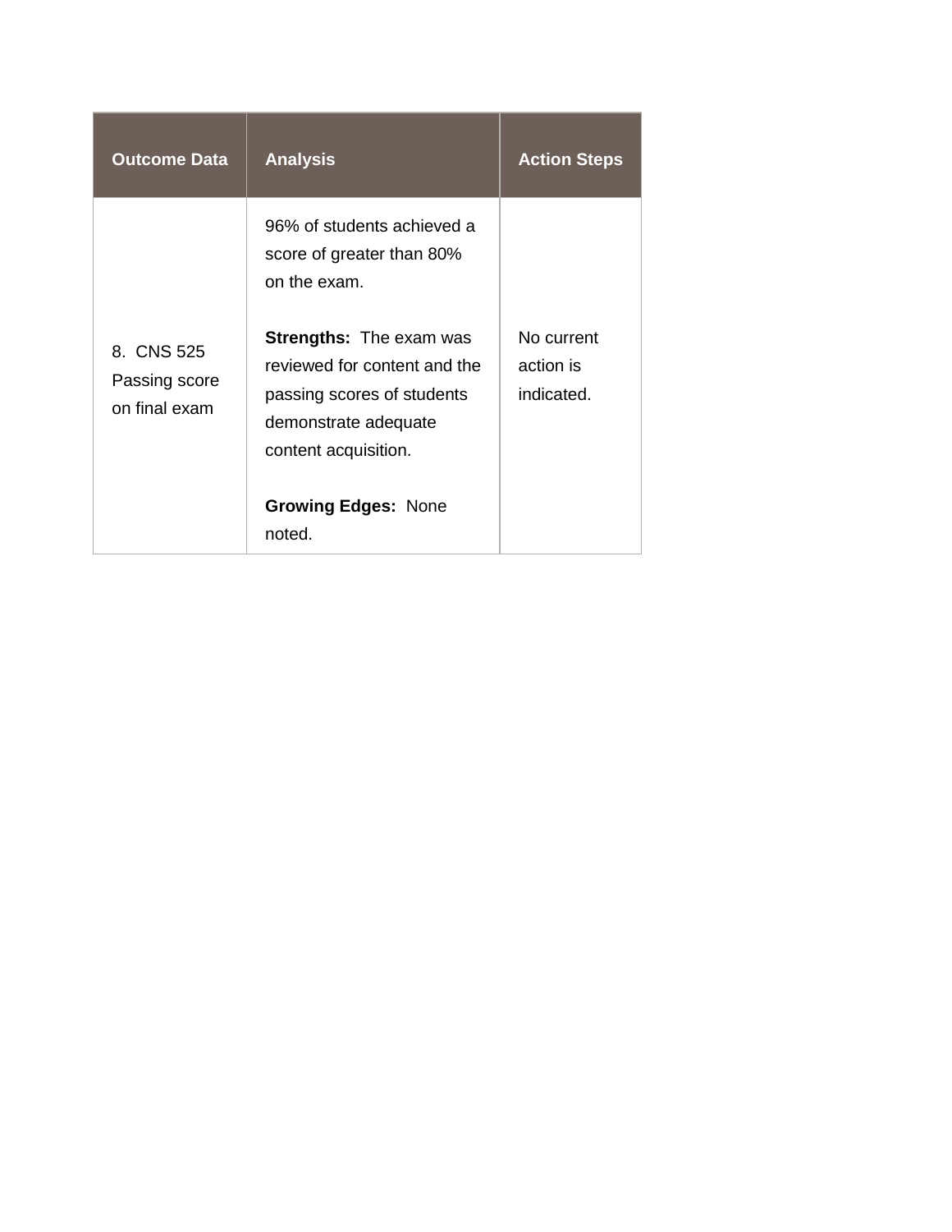| Outcome Data | Analysis | Action Steps |
| --- | --- | --- |
| 8. CNS 525 Passing score on final exam | 96% of students achieved a score of greater than 80% on the exam.<br><br>**Strengths:** The exam was reviewed for content and the passing scores of students demonstrate adequate content acquisition.<br><br>**Growing Edges:** None noted. | No current action is indicated. |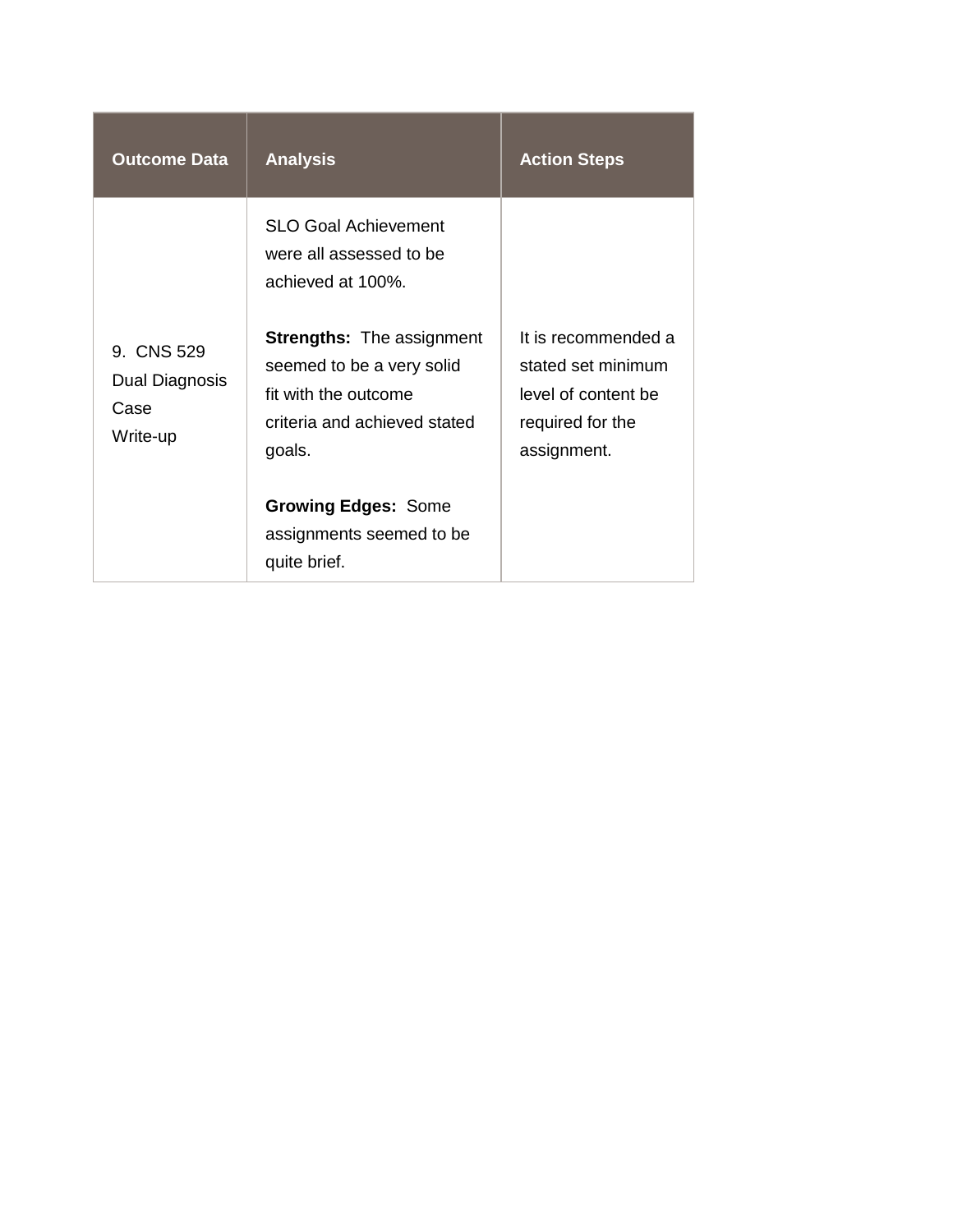| Outcome Data | Analysis | Action Steps |
| --- | --- | --- |
| 9. CNS 529 Dual Diagnosis Case Write-up | SLO Goal Achievement were all assessed to be achieved at 100%.<br><br>**Strengths:** The assignment seemed to be a very solid fit with the outcome criteria and achieved stated goals.<br><br>**Growing Edges:** Some assignments seemed to be quite brief. | It is recommended a stated set minimum level of content be required for the assignment. |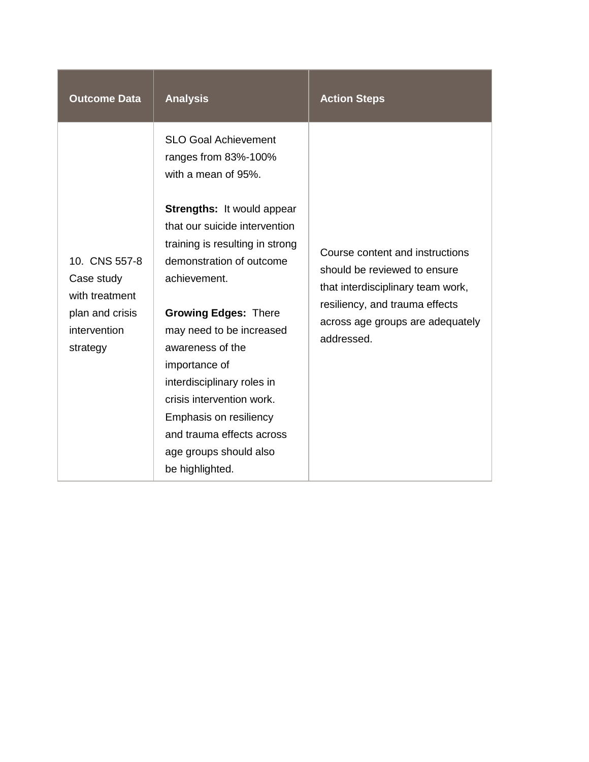| Outcome Data | Analysis | Action Steps |
|---|---|---|
| 10. CNS 557-8 Case study with treatment plan and crisis intervention strategy | SLO Goal Achievement ranges from 83%-100% with a mean of 95%.<br><br>**Strengths:** It would appear that our suicide intervention training is resulting in strong demonstration of outcome achievement.<br><br>**Growing Edges:** There may need to be increased awareness of the importance of interdisciplinary roles in crisis intervention work. Emphasis on resiliency and trauma effects across age groups should also be highlighted. | Course content and instructions should be reviewed to ensure that interdisciplinary team work, resiliency, and trauma effects across age groups are adequately addressed. |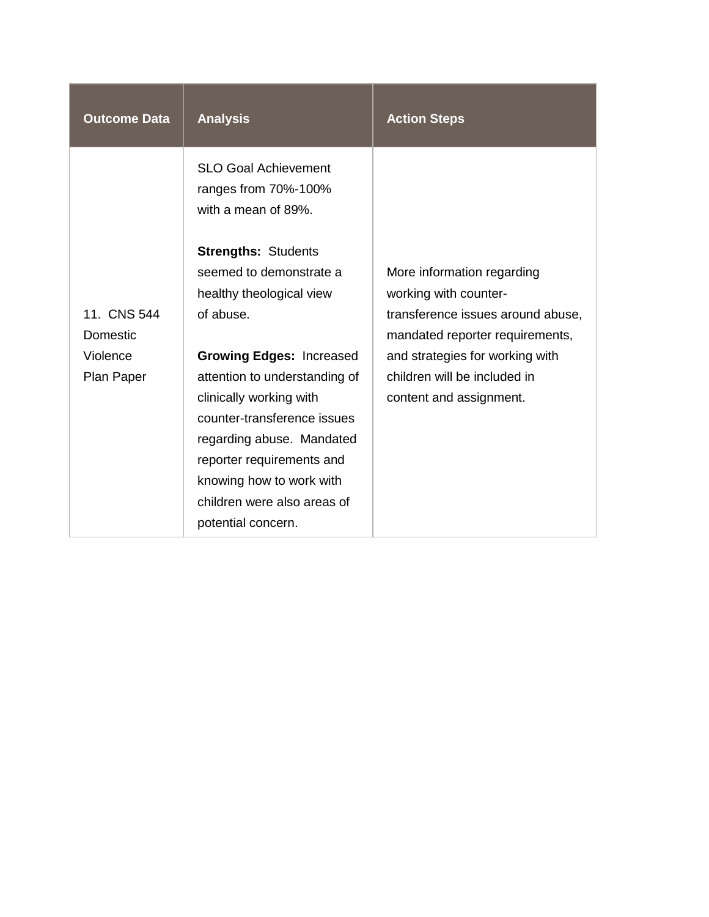| Outcome Data | Analysis | Action Steps |
| --- | --- | --- |
| 11. CNS 544 Domestic Violence Plan Paper | SLO Goal Achievement ranges from 70%-100% with a mean of 89%.<br><br>**Strengths:** Students seemed to demonstrate a healthy theological view of abuse.<br><br>**Growing Edges:** Increased attention to understanding of clinically working with counter-transference issues regarding abuse. Mandated reporter requirements and knowing how to work with children were also areas of potential concern. | More information regarding working with counter-transference issues around abuse, mandated reporter requirements, and strategies for working with children will be included in content and assignment. |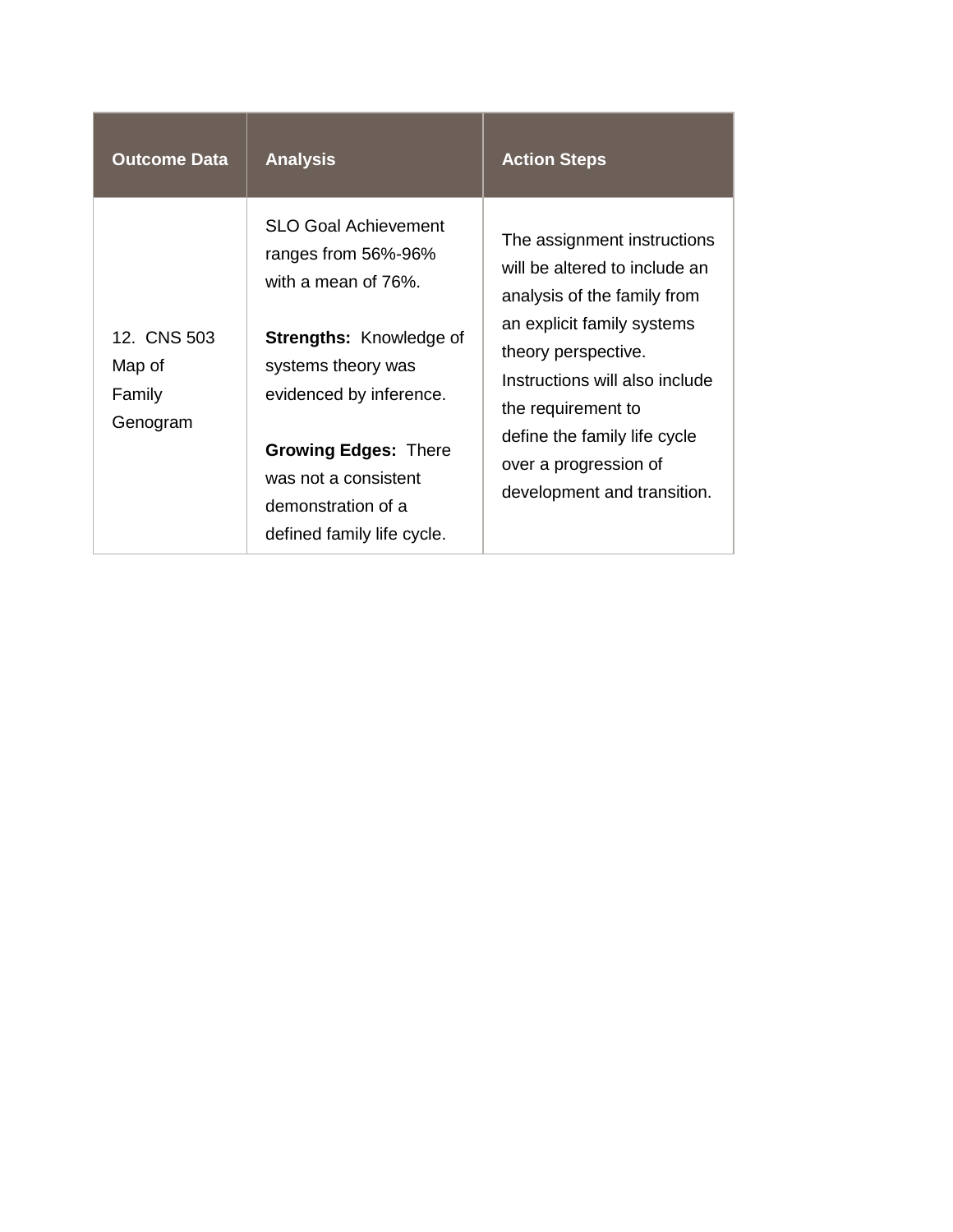| Outcome Data | Analysis | Action Steps |
|---|---|---|
| 12. CNS 503 Map of Family Genogram | SLO Goal Achievement ranges from 56%-96% with a mean of 76%.<br><br>**Strengths:** Knowledge of systems theory was evidenced by inference.<br><br>**Growing Edges:** There was not a consistent demonstration of a defined family life cycle. | The assignment instructions will be altered to include an analysis of the family from an explicit family systems theory perspective. Instructions will also include the requirement to define the family life cycle over a progression of development and transition. |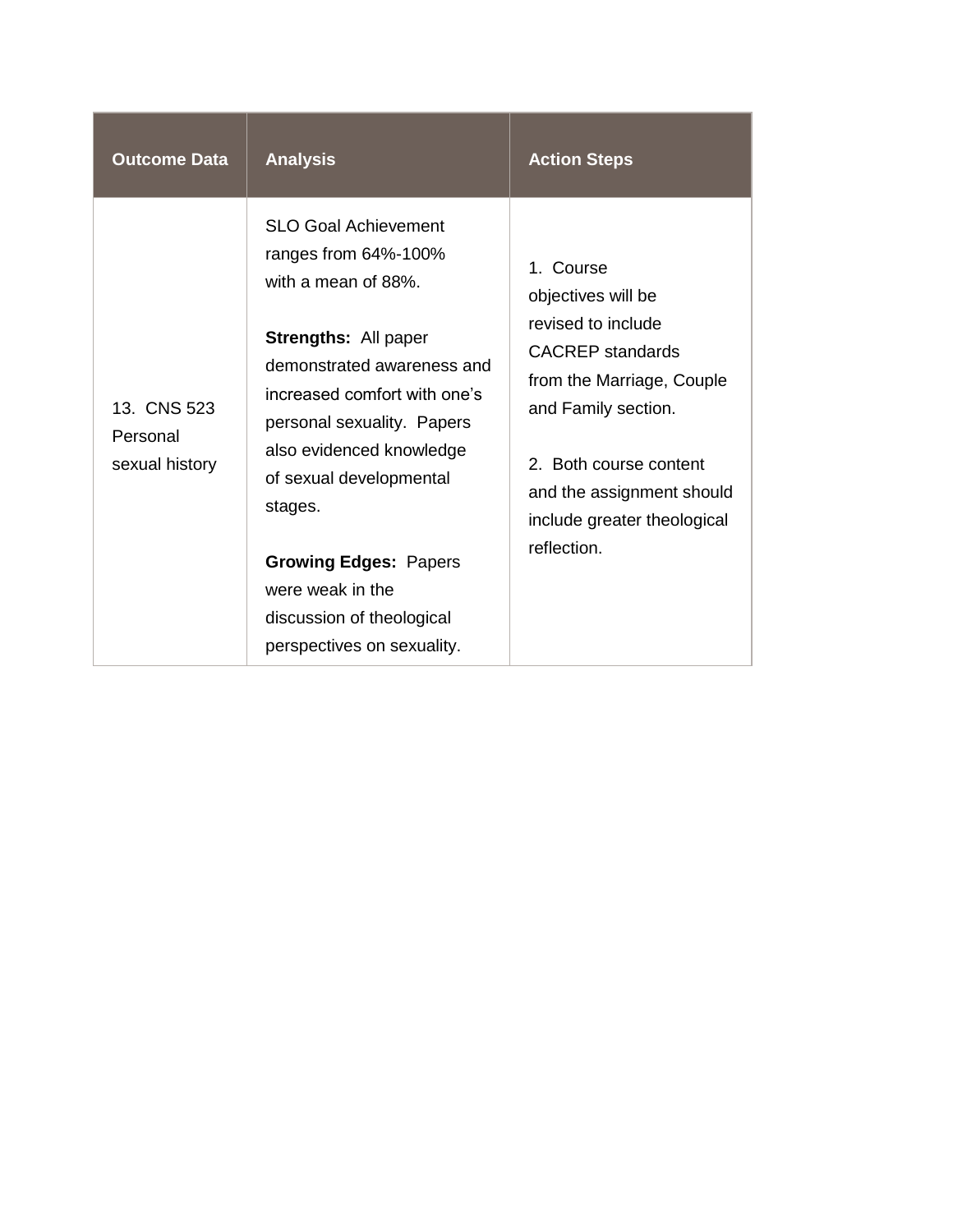| Outcome Data | Analysis | Action Steps |
|---|---|---|
| 13. CNS 523 Personal sexual history | SLO Goal Achievement ranges from 64%-100% with a mean of 88%.<br><br>**Strengths:** All paper demonstrated awareness and increased comfort with one's personal sexuality. Papers also evidenced knowledge of sexual developmental stages.<br><br>**Growing Edges:** Papers were weak in the discussion of theological perspectives on sexuality. | 1. Course objectives will be revised to include CACREP standards from the Marriage, Couple and Family section.<br><br>2. Both course content and the assignment should include greater theological reflection. |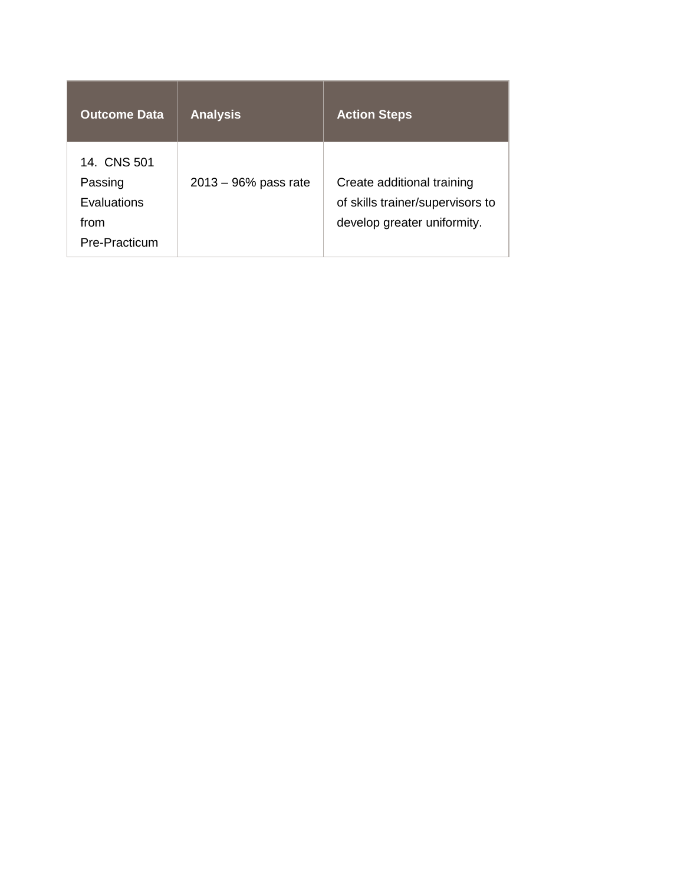| Outcome Data | Analysis | Action Steps |
| --- | --- | --- |
| 14. CNS 501 Passing Evaluations from Pre-Practicum | 2013 – 96% pass rate | Create additional training of skills trainer/supervisors to develop greater uniformity. |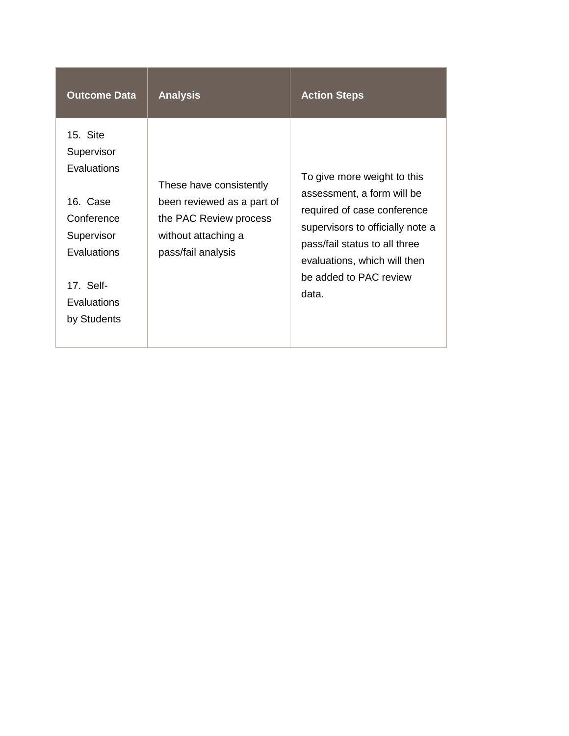| Outcome Data | Analysis | Action Steps |
|---|---|---|
| 15. Site Supervisor Evaluations<br><br>16. Case Conference Supervisor Evaluations<br><br>17. Self-Evaluations by Students | These have consistently been reviewed as a part of the PAC Review process without attaching a pass/fail analysis | To give more weight to this assessment, a form will be required of case conference supervisors to officially note a pass/fail status to all three evaluations, which will then be added to PAC review data. |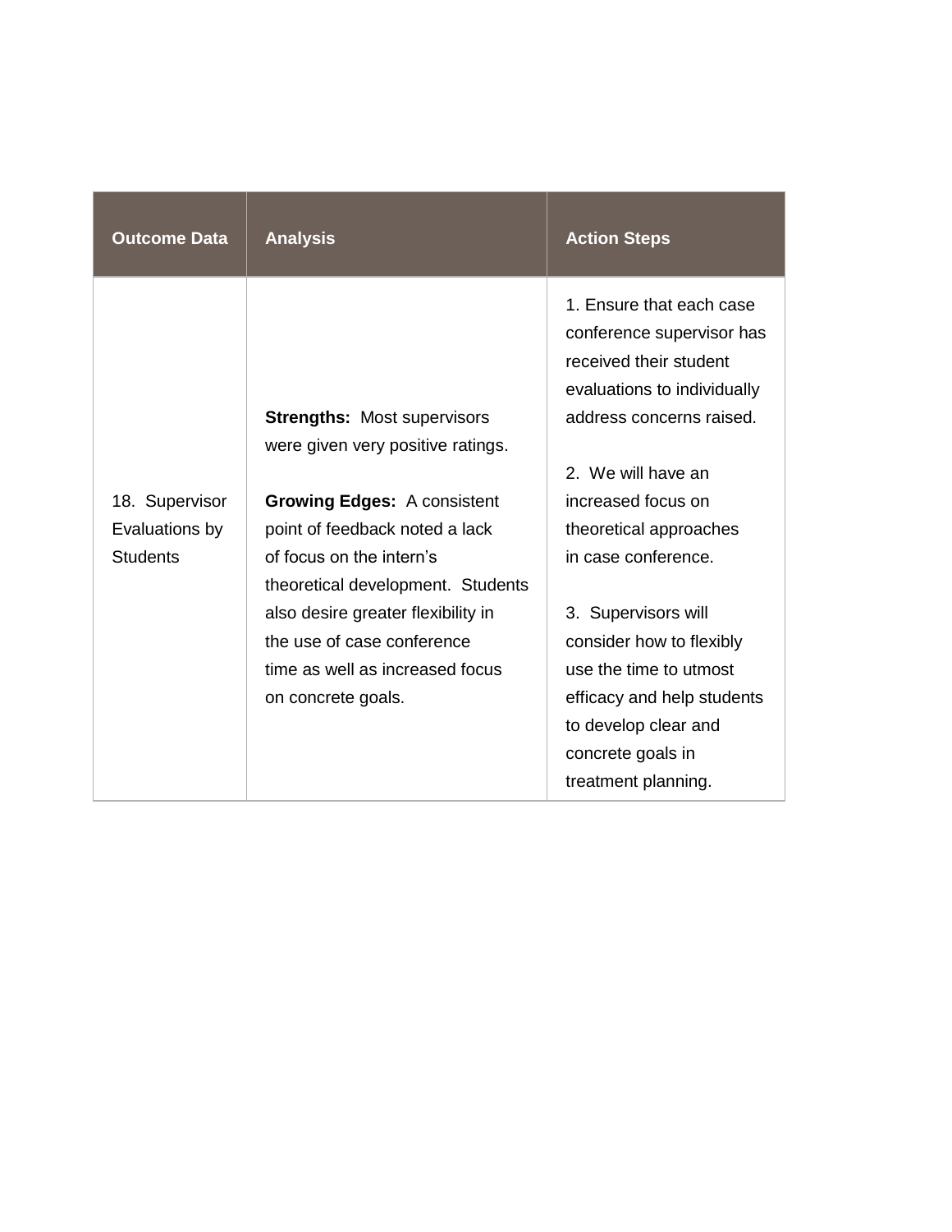| Outcome Data | Analysis | Action Steps |
|---|---|---|
| 18. Supervisor Evaluations by Students | **Strengths:** Most supervisors were given very positive ratings.<br><br>**Growing Edges:** A consistent point of feedback noted a lack of focus on the intern's theoretical development. Students also desire greater flexibility in the use of case conference time as well as increased focus on concrete goals. | 1. Ensure that each case conference supervisor has received their student evaluations to individually address concerns raised.<br><br>2. We will have an increased focus on theoretical approaches in case conference.<br><br>3. Supervisors will consider how to flexibly use the time to utmost efficacy and help students to develop clear and concrete goals in treatment planning. |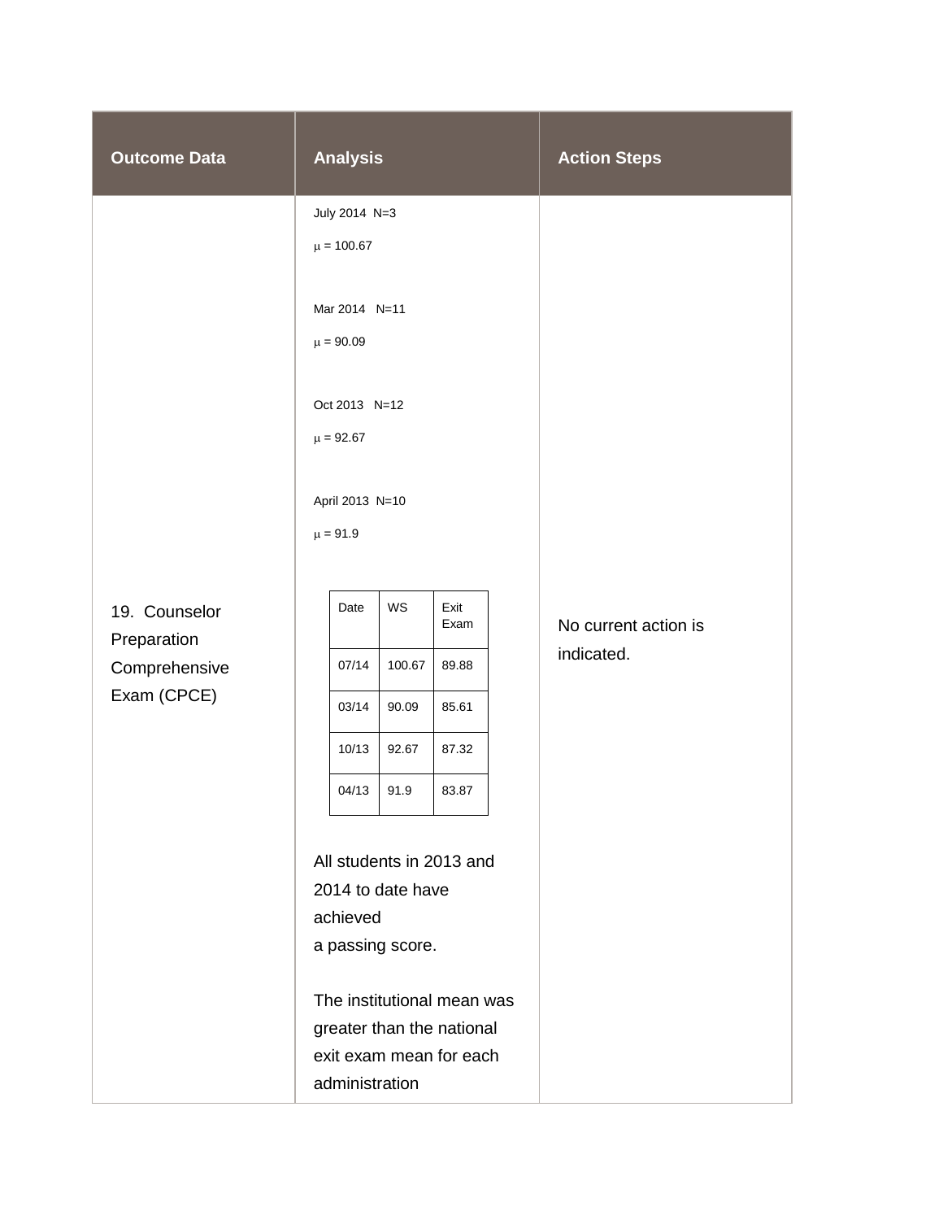| Outcome Data | Analysis | Action Steps |
|---|---|---|
| 19. Counselor Preparation Comprehensive Exam (CPCE) | July 2014 N=3<br>μ = 100.67<br><br>Mar 2014 N=11<br>μ = 90.09<br><br>Oct 2013 N=12<br>μ = 92.67<br><br>April 2013 N=10<br>μ = 91.9<br><br>Date / WS / Exit Exam<br>07/14 / 100.67 / 89.88<br>03/14 / 90.09 / 85.61<br>10/13 / 92.67 / 87.32<br>04/13 / 91.9 / 83.87<br><br>All students in 2013 and 2014 to date have achieved a passing score.<br><br>The institutional mean was greater than the national exit exam mean for each administration | No current action is indicated. |

| Date | WS | Exit Exam |
|---|---|---|
| 07/14 | 100.67 | 89.88 |
| 03/14 | 90.09 | 85.61 |
| 10/13 | 92.67 | 87.32 |
| 04/13 | 91.9 | 83.87 |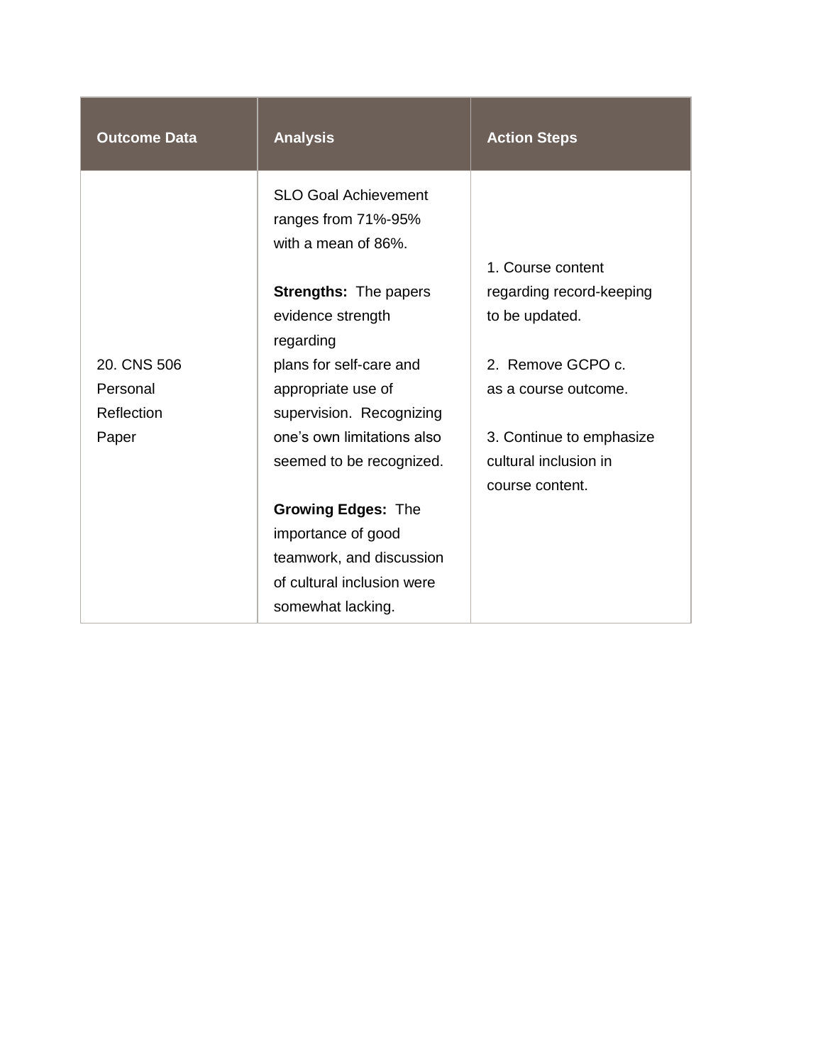| Outcome Data | Analysis | Action Steps |
|---|---|---|
| 20. CNS 506 Personal Reflection Paper | SLO Goal Achievement ranges from 71%-95% with a mean of 86%.<br><br>**Strengths:** The papers evidence strength regarding plans for self-care and appropriate use of supervision. Recognizing one's own limitations also seemed to be recognized.<br><br>**Growing Edges:** The importance of good teamwork, and discussion of cultural inclusion were somewhat lacking. | 1. Course content regarding record-keeping to be updated.<br><br>2. Remove GCPO c. as a course outcome.<br><br>3. Continue to emphasize cultural inclusion in course content. |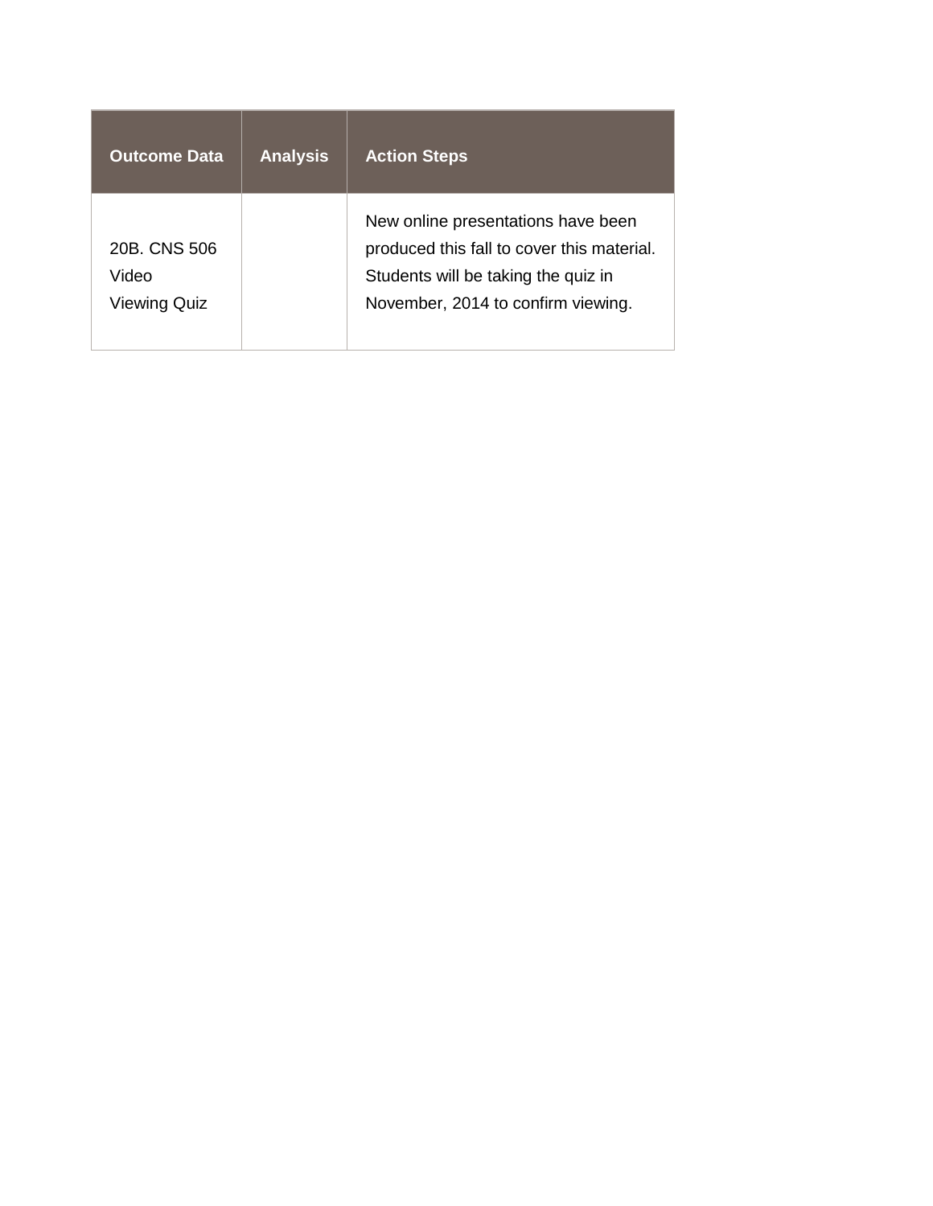| Outcome Data | Analysis | Action Steps |
|---|---|---|
| 20B. CNS 506 Video Viewing Quiz | | New online presentations have been produced this fall to cover this material. Students will be taking the quiz in November, 2014 to confirm viewing. |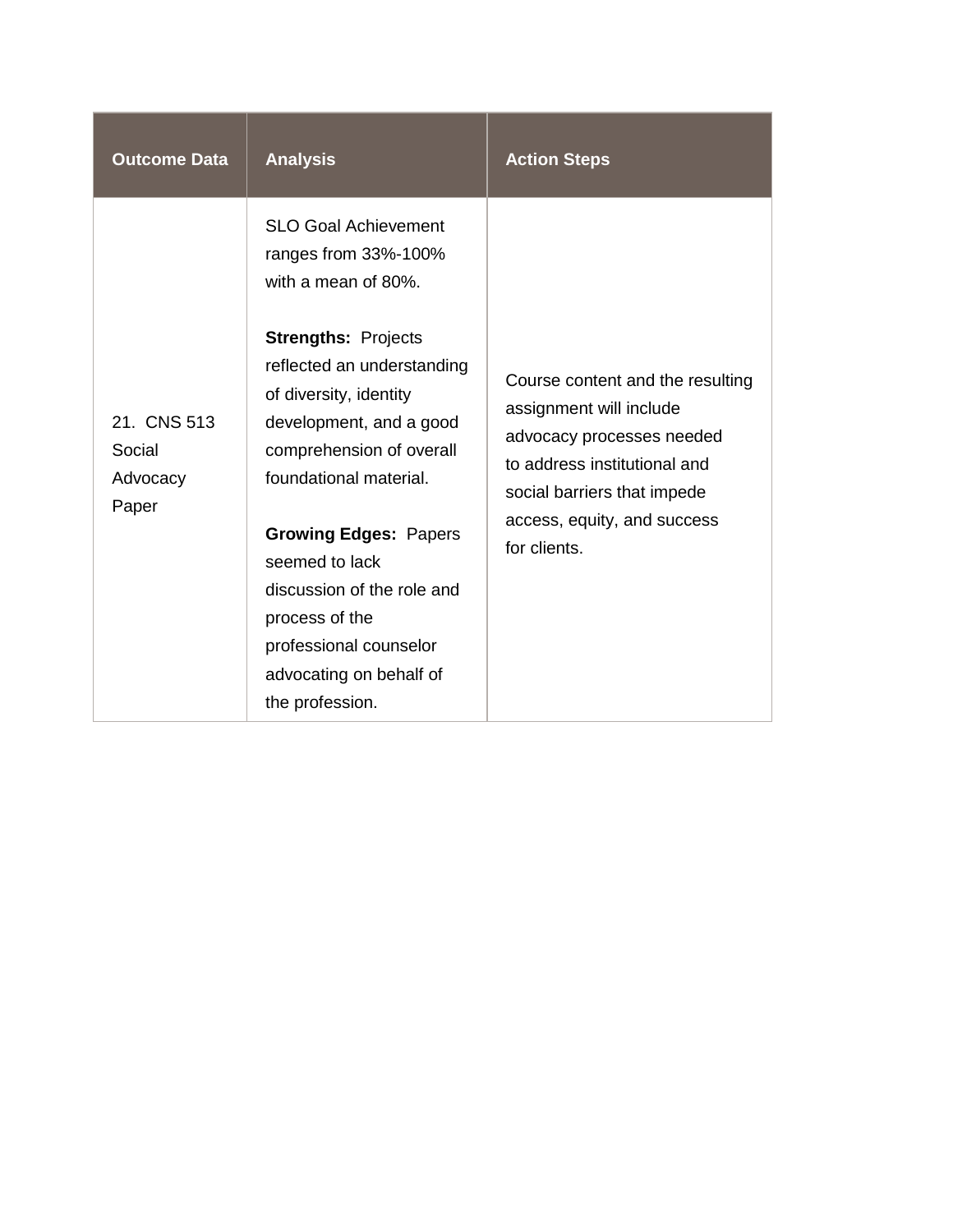| Outcome Data | Analysis | Action Steps |
| --- | --- | --- |
| 21. CNS 513 Social Advocacy Paper | SLO Goal Achievement ranges from 33%-100% with a mean of 80%.<br><br>**Strengths:** Projects reflected an understanding of diversity, identity development, and a good comprehension of overall foundational material.<br><br>**Growing Edges:** Papers seemed to lack discussion of the role and process of the professional counselor advocating on behalf of the profession. | Course content and the resulting assignment will include advocacy processes needed to address institutional and social barriers that impede access, equity, and success for clients. |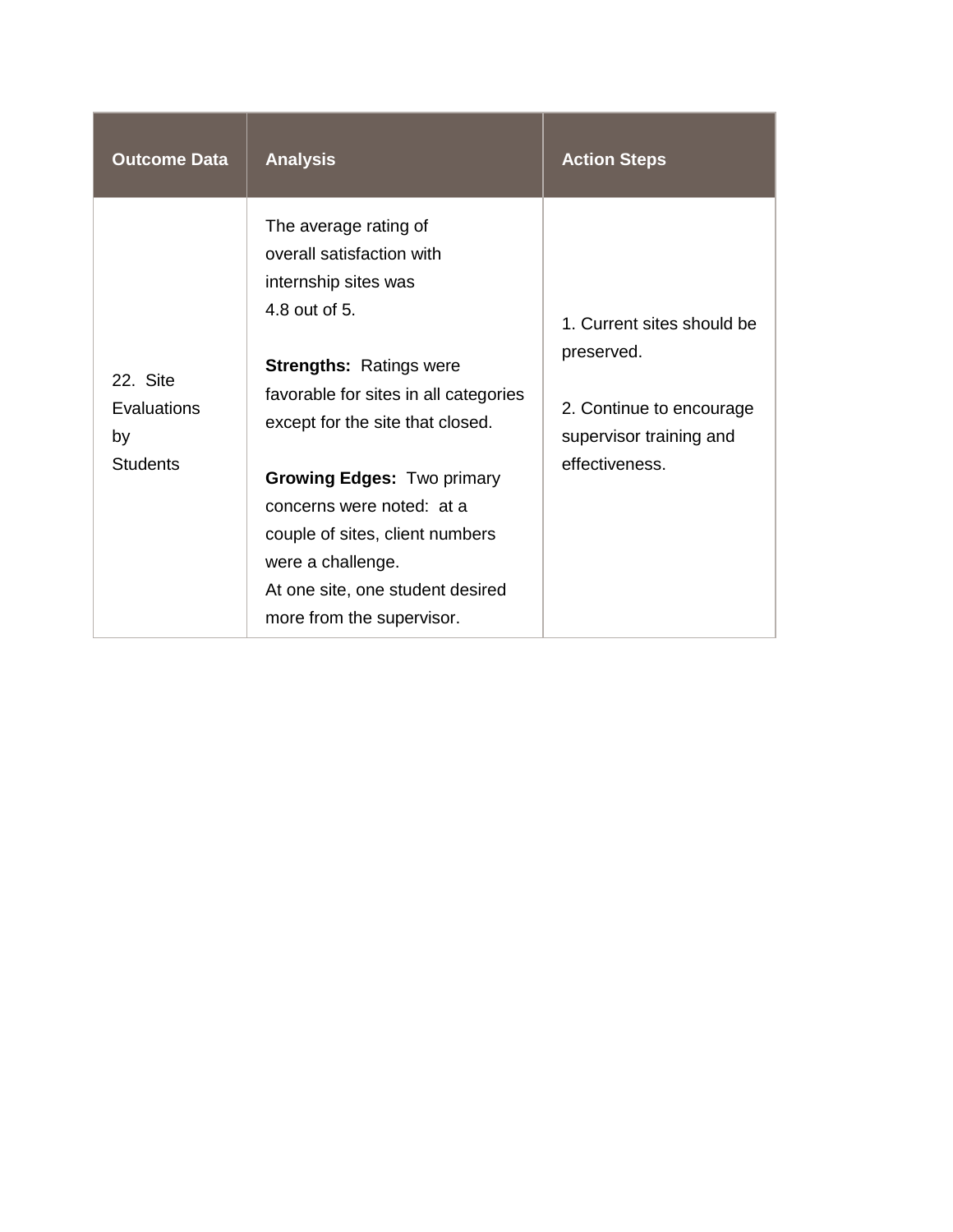| Outcome Data | Analysis | Action Steps |
|---|---|---|
| 22. Site Evaluations by Students | The average rating of overall satisfaction with internship sites was 4.8 out of 5.<br><br>**Strengths:** Ratings were favorable for sites in all categories except for the site that closed.<br><br>**Growing Edges:** Two primary concerns were noted: at a couple of sites, client numbers were a challenge.<br>At one site, one student desired more from the supervisor. | 1. Current sites should be preserved.<br><br>2. Continue to encourage supervisor training and effectiveness. |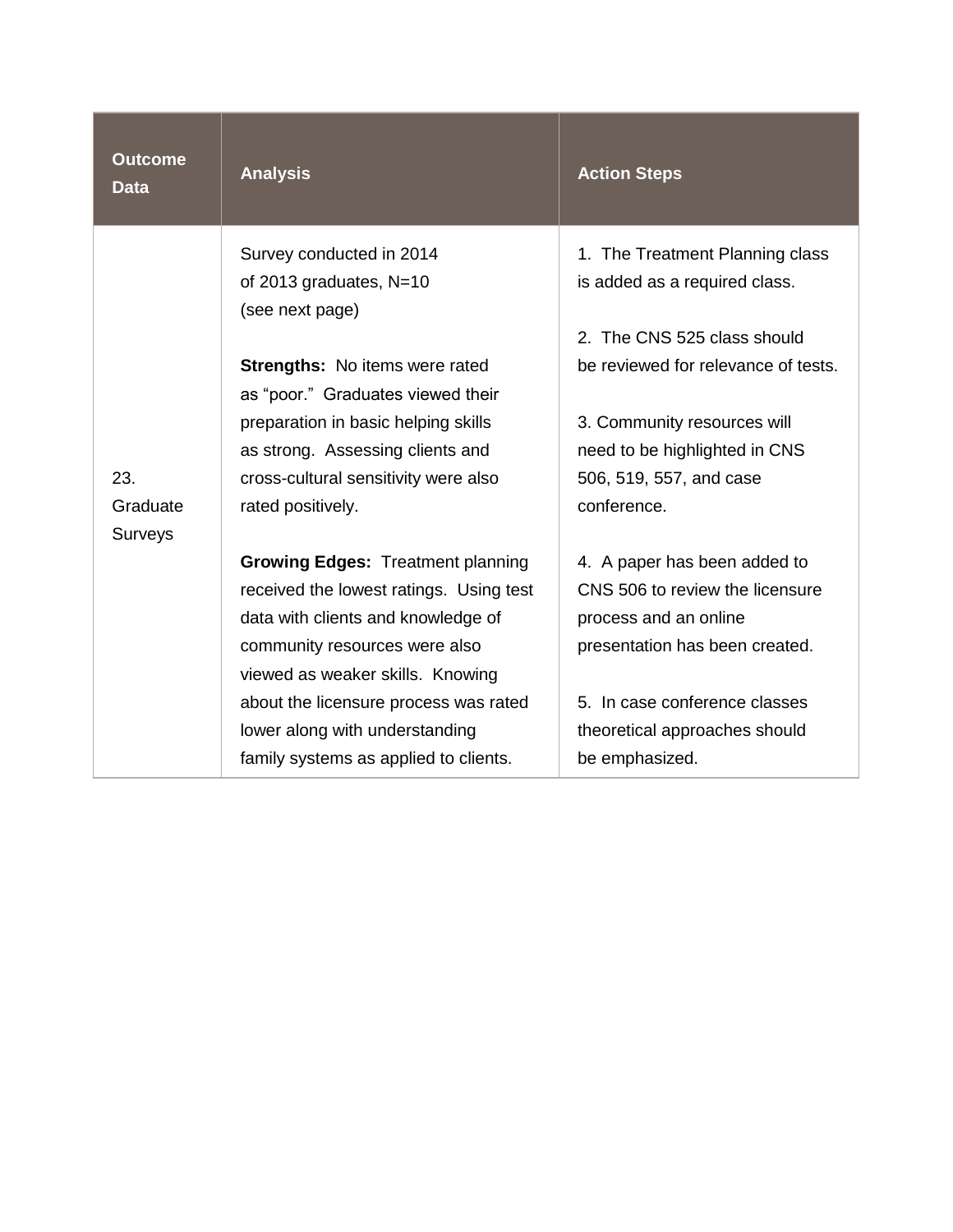| Outcome Data | Analysis | Action Steps |
|---|---|---|
| 23. Graduate Surveys | Survey conducted in 2014 of 2013 graduates, N=10 (see next page)<br><br>**Strengths:** No items were rated as "poor." Graduates viewed their preparation in basic helping skills as strong. Assessing clients and cross-cultural sensitivity were also rated positively.<br><br>**Growing Edges:** Treatment planning received the lowest ratings. Using test data with clients and knowledge of community resources were also viewed as weaker skills. Knowing about the licensure process was rated lower along with understanding family systems as applied to clients. | 1. The Treatment Planning class is added as a required class.<br><br>2. The CNS 525 class should be reviewed for relevance of tests.<br><br>3. Community resources will need to be highlighted in CNS 506, 519, 557, and case conference.<br><br>4. A paper has been added to CNS 506 to review the licensure process and an online presentation has been created.<br><br>5. In case conference classes theoretical approaches should be emphasized. |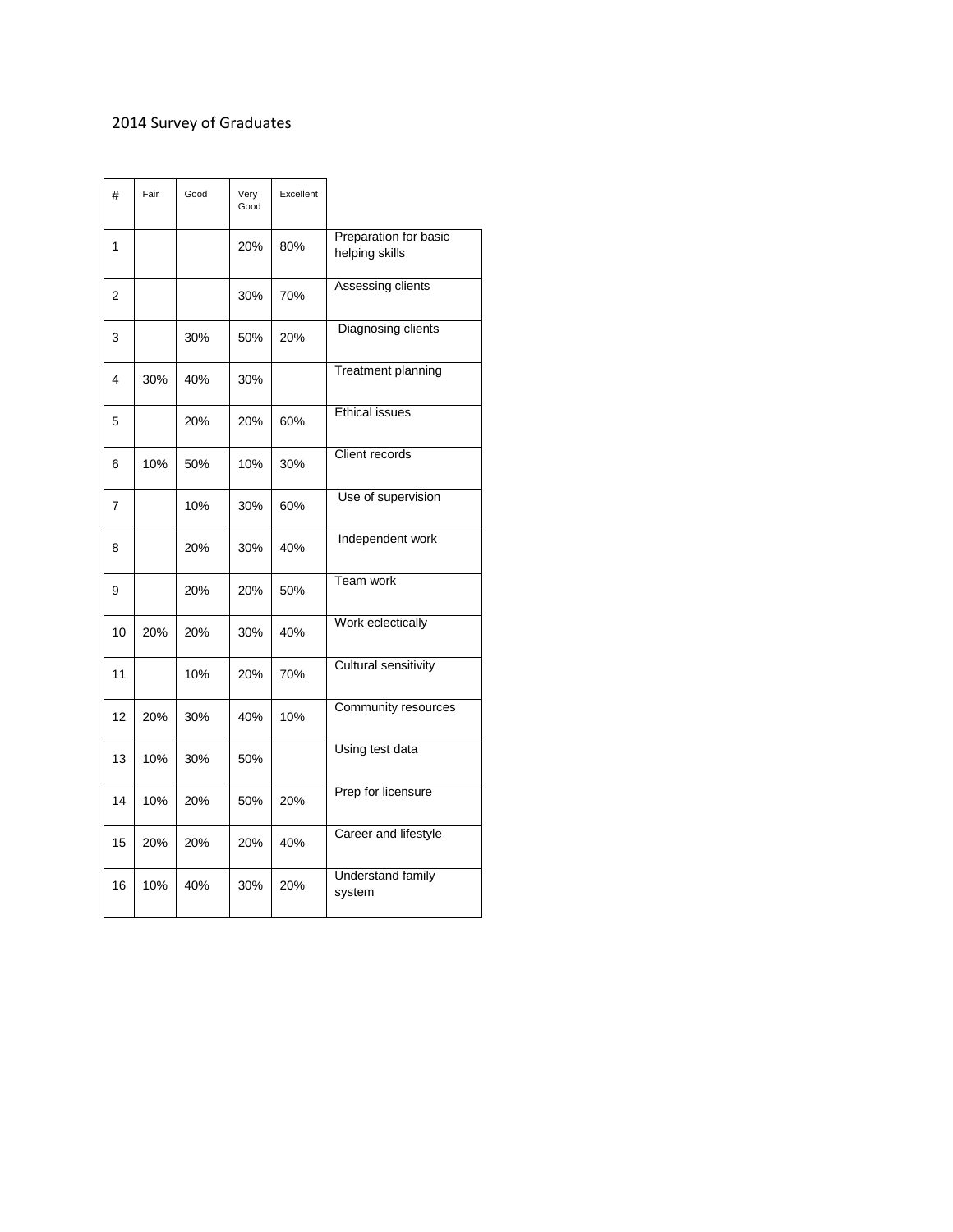2014 Survey of Graduates

| # | Fair | Good | Very Good | Excellent | |
|---|---|---|---|---|---|
| 1 | | | 20% | 80% | Preparation for basic helping skills |
| 2 | | | 30% | 70% | Assessing clients |
| 3 | | 30% | 50% | 20% | Diagnosing clients |
| 4 | 30% | 40% | 30% | | Treatment planning |
| 5 | | 20% | 20% | 60% | Ethical issues |
| 6 | 10% | 50% | 10% | 30% | Client records |
| 7 | | 10% | 30% | 60% | Use of supervision |
| 8 | | 20% | 30% | 40% | Independent work |
| 9 | | 20% | 20% | 50% | Team work |
| 10 | 20% | 20% | 30% | 40% | Work eclectically |
| 11 | | 10% | 20% | 70% | Cultural sensitivity |
| 12 | 20% | 30% | 40% | 10% | Community resources |
| 13 | 10% | 30% | 50% | | Using test data |
| 14 | 10% | 20% | 50% | 20% | Prep for licensure |
| 15 | 20% | 20% | 20% | 40% | Career and lifestyle |
| 16 | 10% | 40% | 30% | 20% | Understand family system |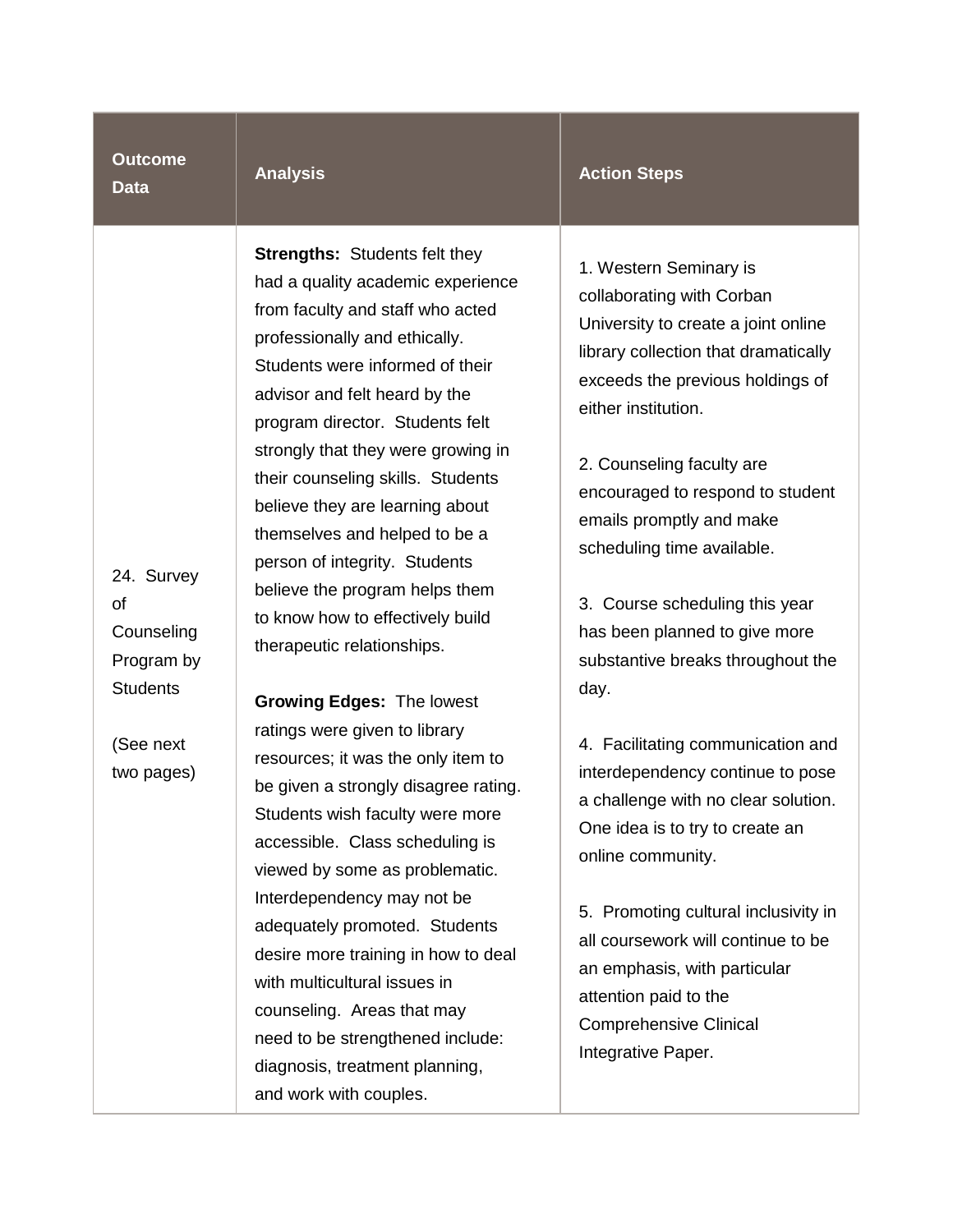| Outcome Data | Analysis | Action Steps |
|---|---|---|
| 24. Survey of Counseling Program by Students<br><br>(See next two pages) | **Strengths:** Students felt they had a quality academic experience from faculty and staff who acted professionally and ethically. Students were informed of their advisor and felt heard by the program director. Students felt strongly that they were growing in their counseling skills. Students believe they are learning about themselves and helped to be a person of integrity. Students believe the program helps them to know how to effectively build therapeutic relationships.<br><br>**Growing Edges:** The lowest ratings were given to library resources; it was the only item to be given a strongly disagree rating. Students wish faculty were more accessible. Class scheduling is viewed by some as problematic. Interdependency may not be adequately promoted. Students desire more training in how to deal with multicultural issues in counseling. Areas that may need to be strengthened include: diagnosis, treatment planning, and work with couples. | 1. Western Seminary is collaborating with Corban University to create a joint online library collection that dramatically exceeds the previous holdings of either institution.<br><br>2. Counseling faculty are encouraged to respond to student emails promptly and make scheduling time available.<br><br>3. Course scheduling this year has been planned to give more substantive breaks throughout the day.<br><br>4. Facilitating communication and interdependency continue to pose a challenge with no clear solution. One idea is to try to create an online community.<br><br>5. Promoting cultural inclusivity in all coursework will continue to be an emphasis, with particular attention paid to the Comprehensive Clinical Integrative Paper. |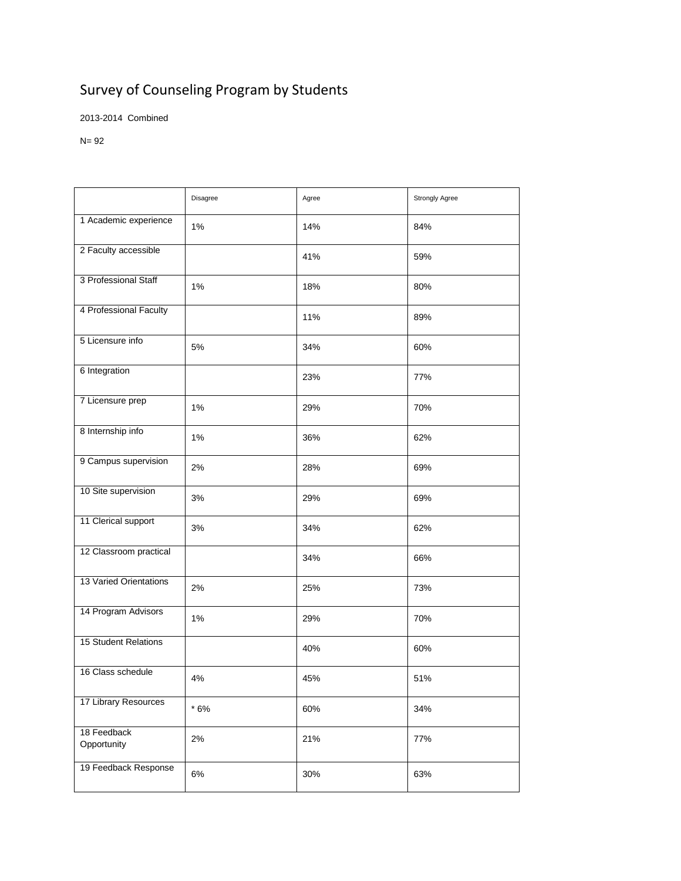# Survey of Counseling Program by Students

2013-2014 Combined

N= 92

| | Disagree | Agree | Strongly Agree |
|---|---|---|---|
| 1 Academic experience | 1% | 14% | 84% |
| 2 Faculty accessible | | 41% | 59% |
| 3 Professional Staff | 1% | 18% | 80% |
| 4 Professional Faculty | | 11% | 89% |
| 5 Licensure info | 5% | 34% | 60% |
| 6 Integration | | 23% | 77% |
| 7 Licensure prep | 1% | 29% | 70% |
| 8 Internship info | 1% | 36% | 62% |
| 9 Campus supervision | 2% | 28% | 69% |
| 10 Site supervision | 3% | 29% | 69% |
| 11 Clerical support | 3% | 34% | 62% |
| 12 Classroom practical | | 34% | 66% |
| 13 Varied Orientations | 2% | 25% | 73% |
| 14 Program Advisors | 1% | 29% | 70% |
| 15 Student Relations | | 40% | 60% |
| 16 Class schedule | 4% | 45% | 51% |
| 17 Library Resources | * 6% | 60% | 34% |
| 18 Feedback Opportunity | 2% | 21% | 77% |
| 19 Feedback Response | 6% | 30% | 63% |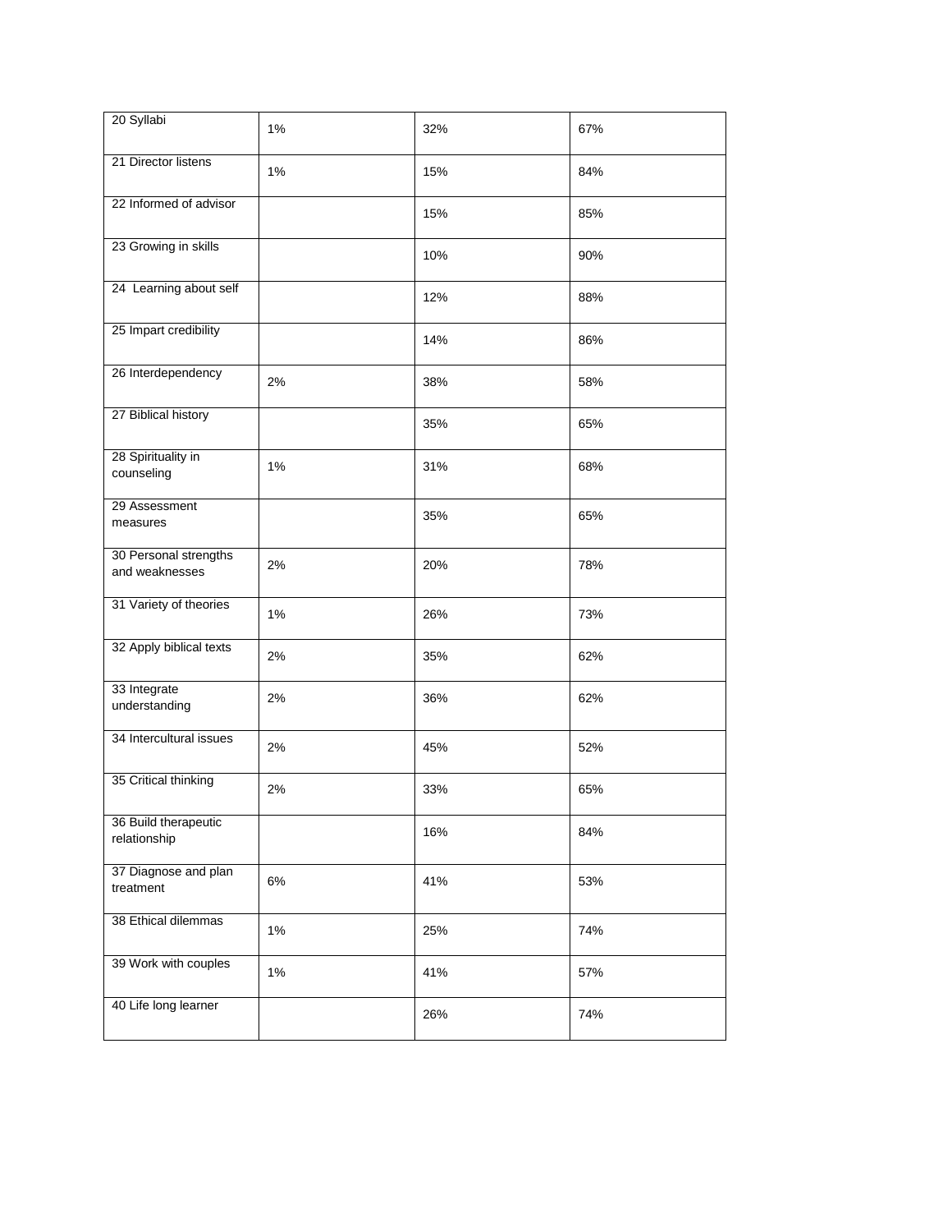| 20 Syllabi | 1% | 32% | 67% |
|---|---|---|---|
| 21 Director listens | 1% | 15% | 84% |
| 22 Informed of advisor | | 15% | 85% |
| 23 Growing in skills | | 10% | 90% |
| 24 Learning about self | | 12% | 88% |
| 25 Impart credibility | | 14% | 86% |
| 26 Interdependency | 2% | 38% | 58% |
| 27 Biblical history | | 35% | 65% |
| 28 Spirituality in counseling | 1% | 31% | 68% |
| 29 Assessment measures | | 35% | 65% |
| 30 Personal strengths and weaknesses | 2% | 20% | 78% |
| 31 Variety of theories | 1% | 26% | 73% |
| 32 Apply biblical texts | 2% | 35% | 62% |
| 33 Integrate understanding | 2% | 36% | 62% |
| 34 Intercultural issues | 2% | 45% | 52% |
| 35 Critical thinking | 2% | 33% | 65% |
| 36 Build therapeutic relationship | | 16% | 84% |
| 37 Diagnose and plan treatment | 6% | 41% | 53% |
| 38 Ethical dilemmas | 1% | 25% | 74% |
| 39 Work with couples | 1% | 41% | 57% |
| 40 Life long learner | | 26% | 74% |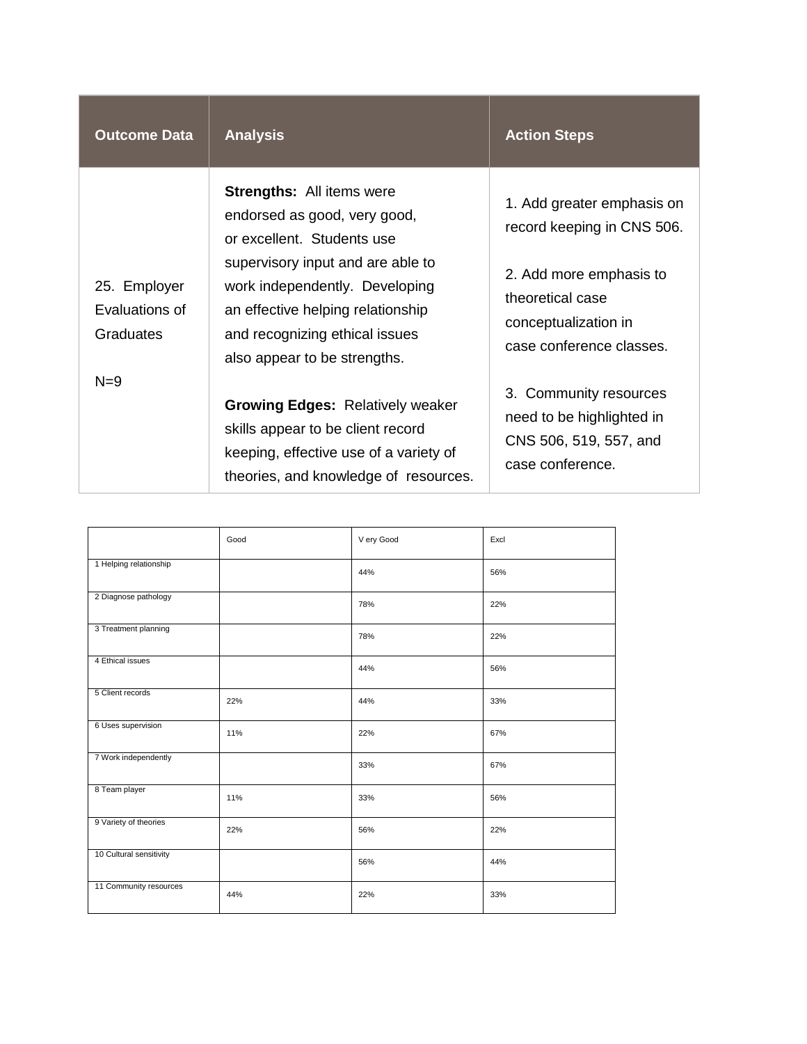| Outcome Data | Analysis | Action Steps |
|---|---|---|
| 25. Employer Evaluations of Graduates<br><br>N=9 | **Strengths:** All items were endorsed as good, very good, or excellent. Students use supervisory input and are able to work independently. Developing an effective helping relationship and recognizing ethical issues also appear to be strengths.<br><br>**Growing Edges:** Relatively weaker skills appear to be client record keeping, effective use of a variety of theories, and knowledge of resources. | 1. Add greater emphasis on record keeping in CNS 506.<br><br>2. Add more emphasis to theoretical case conceptualization in case conference classes.<br><br>3. Community resources need to be highlighted in CNS 506, 519, 557, and case conference. |

| | Good | V ery Good | Excl |
|---|---|---|---|
| 1 Helping relationship | | 44% | 56% |
| 2 Diagnose pathology | | 78% | 22% |
| 3 Treatment planning | | 78% | 22% |
| 4 Ethical issues | | 44% | 56% |
| 5 Client records | 22% | 44% | 33% |
| 6 Uses supervision | 11% | 22% | 67% |
| 7 Work independently | | 33% | 67% |
| 8 Team player | 11% | 33% | 56% |
| 9 Variety of theories | 22% | 56% | 22% |
| 10 Cultural sensitivity | | 56% | 44% |
| 11 Community resources | 44% | 22% | 33% |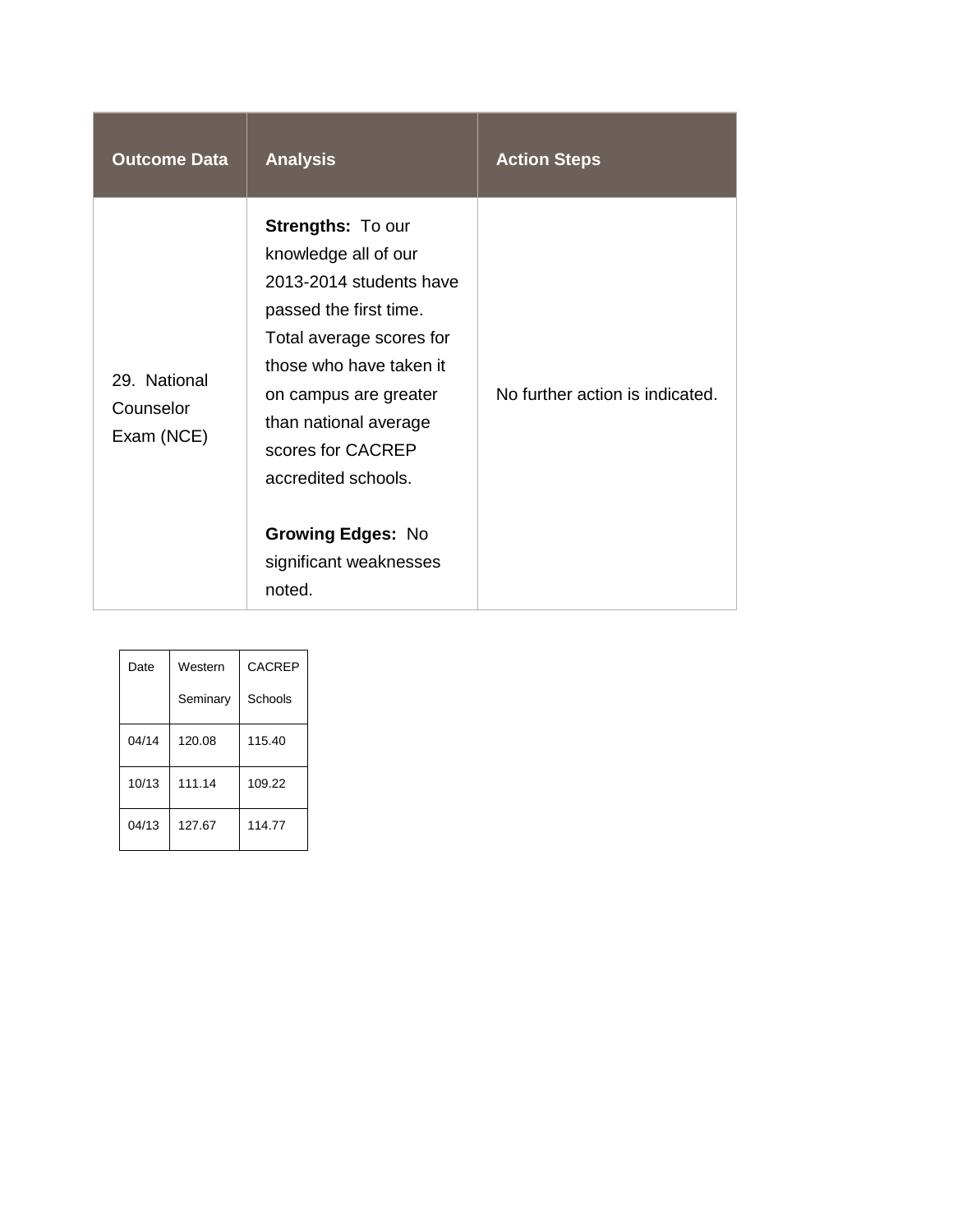| Outcome Data | Analysis | Action Steps |
|---|---|---|
| 29. National Counselor Exam (NCE) | **Strengths:** To our knowledge all of our 2013-2014 students have passed the first time. Total average scores for those who have taken it on campus are greater than national average scores for CACREP accredited schools.<br><br>**Growing Edges:** No significant weaknesses noted. | No further action is indicated. |

| Date | Western Seminary | CACREP Schools |
|---|---|---|
| 04/14 | 120.08 | 115.40 |
| 10/13 | 111.14 | 109.22 |
| 04/13 | 127.67 | 114.77 |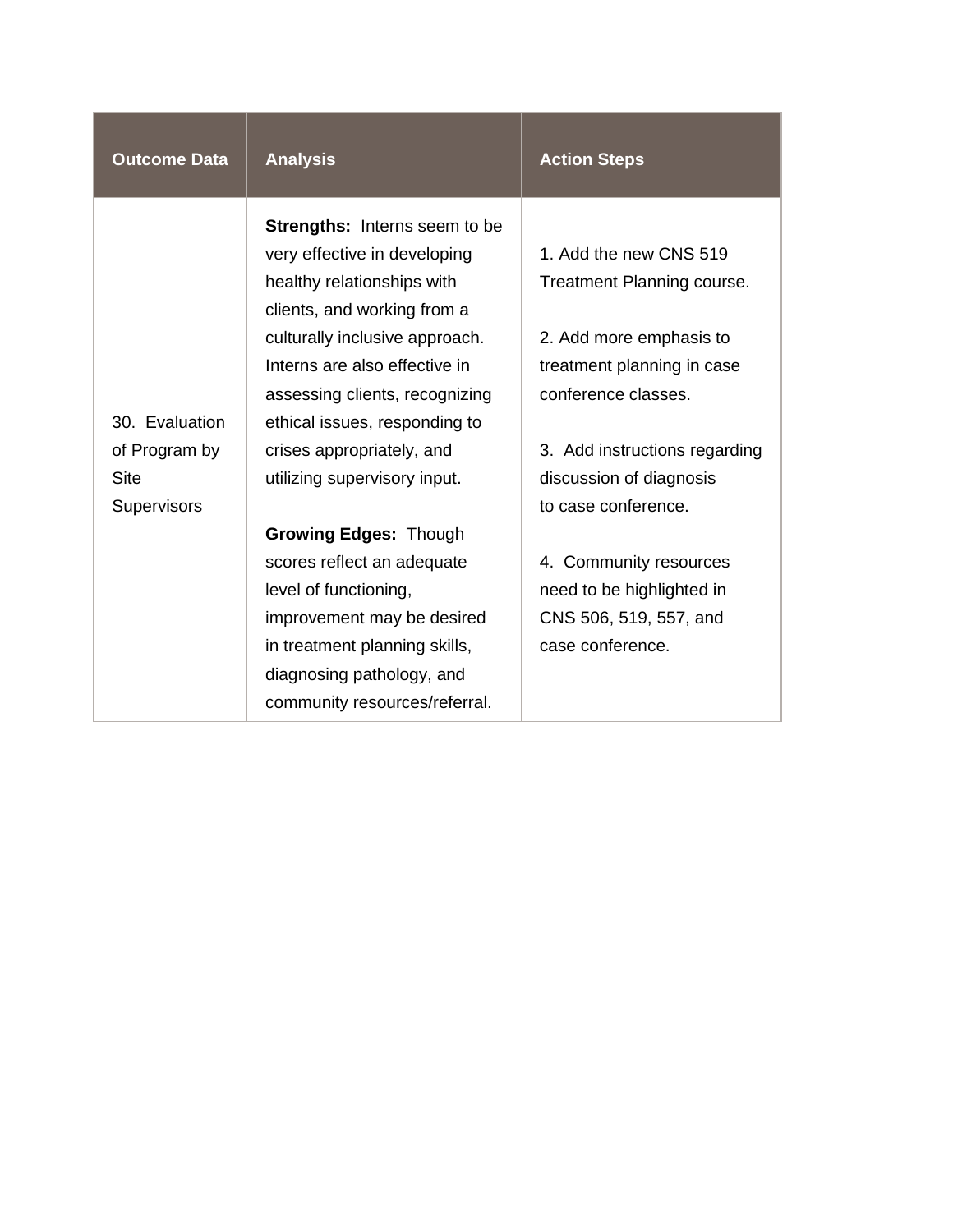| Outcome Data | Analysis | Action Steps |
|---|---|---|
| 30. Evaluation of Program by Site Supervisors | **Strengths:** Interns seem to be very effective in developing healthy relationships with clients, and working from a culturally inclusive approach. Interns are also effective in assessing clients, recognizing ethical issues, responding to crises appropriately, and utilizing supervisory input.<br><br>**Growing Edges:** Though scores reflect an adequate level of functioning, improvement may be desired in treatment planning skills, diagnosing pathology, and community resources/referral. | 1. Add the new CNS 519 Treatment Planning course.<br><br>2. Add more emphasis to treatment planning in case conference classes.<br><br>3. Add instructions regarding discussion of diagnosis to case conference.<br><br>4. Community resources need to be highlighted in CNS 506, 519, 557, and case conference. |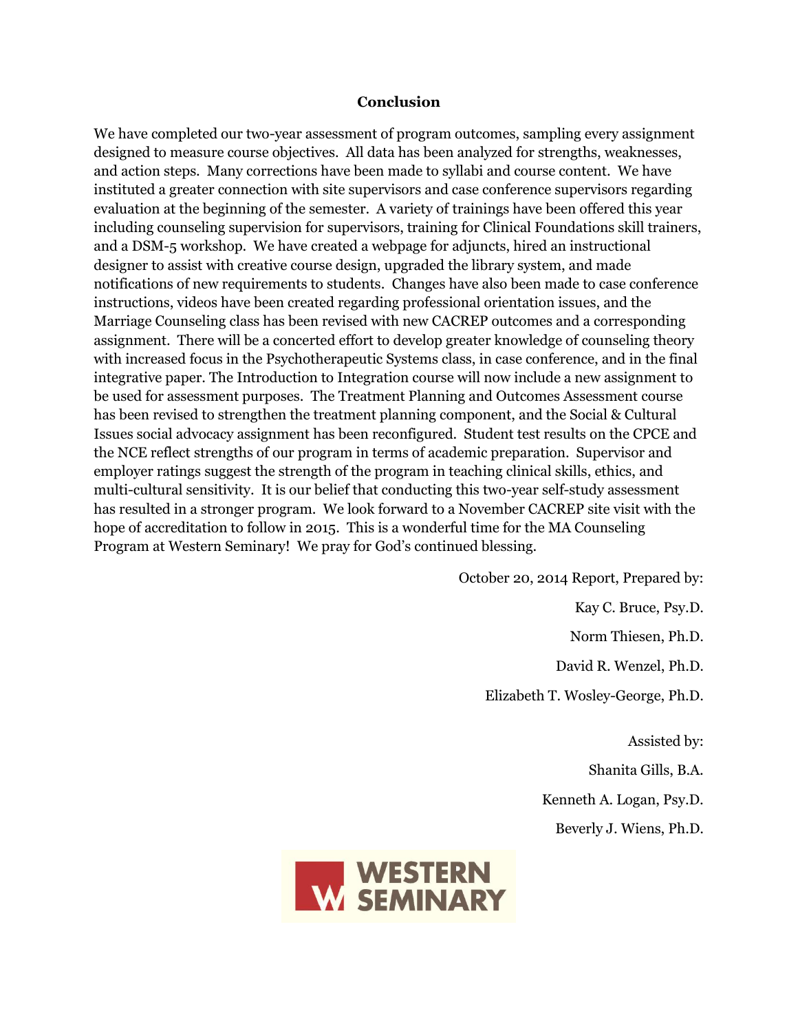## Conclusion

We have completed our two-year assessment of program outcomes, sampling every assignment designed to measure course objectives. All data has been analyzed for strengths, weaknesses, and action steps. Many corrections have been made to syllabi and course content. We have instituted a greater connection with site supervisors and case conference supervisors regarding evaluation at the beginning of the semester. A variety of trainings have been offered this year including counseling supervision for supervisors, training for Clinical Foundations skill trainers, and a DSM-5 workshop. We have created a webpage for adjuncts, hired an instructional designer to assist with creative course design, upgraded the library system, and made notifications of new requirements to students. Changes have also been made to case conference instructions, videos have been created regarding professional orientation issues, and the Marriage Counseling class has been revised with new CACREP outcomes and a corresponding assignment. There will be a concerted effort to develop greater knowledge of counseling theory with increased focus in the Psychotherapeutic Systems class, in case conference, and in the final integrative paper. The Introduction to Integration course will now include a new assignment to be used for assessment purposes. The Treatment Planning and Outcomes Assessment course has been revised to strengthen the treatment planning component, and the Social & Cultural Issues social advocacy assignment has been reconfigured. Student test results on the CPCE and the NCE reflect strengths of our program in terms of academic preparation. Supervisor and employer ratings suggest the strength of the program in teaching clinical skills, ethics, and multi-cultural sensitivity. It is our belief that conducting this two-year self-study assessment has resulted in a stronger program. We look forward to a November CACREP site visit with the hope of accreditation to follow in 2015. This is a wonderful time for the MA Counseling Program at Western Seminary! We pray for God's continued blessing.

October 20, 2014 Report, Prepared by:

Kay C. Bruce, Psy.D.

Norm Thiesen, Ph.D.

David R. Wenzel, Ph.D.

Elizabeth T. Wosley-George, Ph.D.

Assisted by:

Shanita Gills, B.A.

Kenneth A. Logan, Psy.D.

Beverly J. Wiens, Ph.D.

WESTERN SEMINARY